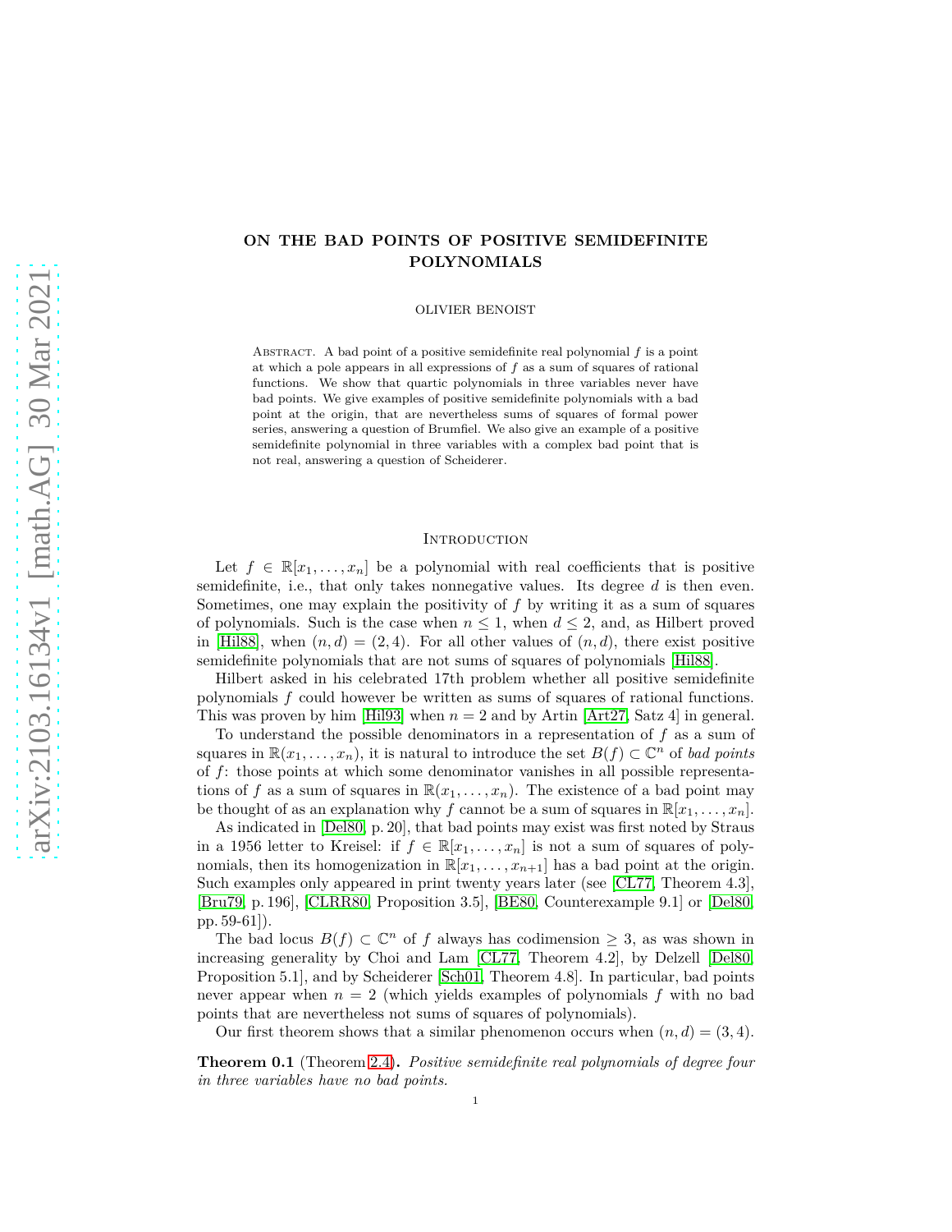# ON THE BAD POINTS OF POSITIVE SEMIDEFINITE POLYNOMIALS

OLIVIER BENOIST

Abstract. A bad point of a positive semidefinite real polynomial $f$ is a point at which a pole appears in all expressions of $f$ as a sum of squares of rational functions. We show that quartic polynomials in three variables never have bad points. We give examples of positive semidefinite polynomials with a bad point at the origin, that are nevertheless sums of squares of formal power series, answering a question of Brumfiel. We also give an example of a positive semidefinite polynomial in three variables with a complex bad point that is not real, answering a question of Scheiderer.

## Introduction

Let $f \in \mathbb{R}[x_1, \ldots, x_n]$ be a polynomial with real coefficients that is positive semidefinite, i.e., that only takes nonnegative values. Its degree $d$ is then even. Sometimes, one may explain the positivity of $f$ by writing it as a sum of squares of polynomials. Such is the case when $n \leq 1$, when $d \leq 2$, and, as Hilbert proved in [Hil88], when $(n, d) = (2, 4)$. For all other values of $(n, d)$, there exist positive semidefinite polynomials that are not sums of squares of polynomials [Hil88].

Hilbert asked in his celebrated 17th problem whether all positive semidefinite polynomials $f$ could however be written as sums of squares of rational functions. This was proven by him [Hil93] when $n = 2$ and by Artin [Art27, Satz 4] in general.

To understand the possible denominators in a representation of $f$ as a sum of squares in $\mathbb{R}(x_1, \ldots, x_n)$, it is natural to introduce the set $B(f) \subset \mathbb{C}^n$ of *bad points* of $f$: those points at which some denominator vanishes in all possible representations of $f$ as a sum of squares in $\mathbb{R}(x_1, \ldots, x_n)$. The existence of a bad point may be thought of as an explanation why $f$ cannot be a sum of squares in $\mathbb{R}[x_1, \ldots, x_n]$.

As indicated in [Del80, p. 20], that bad points may exist was first noted by Straus in a 1956 letter to Kreisel: if $f \in \mathbb{R}[x_1, \ldots, x_n]$ is not a sum of squares of polynomials, then its homogenization in $\mathbb{R}[x_1, \ldots, x_{n+1}]$ has a bad point at the origin. Such examples only appeared in print twenty years later (see [CL77, Theorem 4.3], [Bru79, p. 196], [CLRR80, Proposition 3.5], [BE80, Counterexample 9.1] or [Del80, pp. 59-61]).

The bad locus $B(f) \subset \mathbb{C}^n$ of $f$ always has codimension $\geq 3$, as was shown in increasing generality by Choi and Lam [CL77, Theorem 4.2], by Delzell [Del80, Proposition 5.1], and by Scheiderer [Sch01, Theorem 4.8]. In particular, bad points never appear when $n = 2$ (which yields examples of polynomials $f$ with no bad points that are nevertheless not sums of squares of polynomials).

Our first theorem shows that a similar phenomenon occurs when $(n, d) = (3, 4)$.

**Theorem 0.1** (Theorem 2.4)**.** *Positive semidefinite real polynomials of degree four in three variables have no bad points.*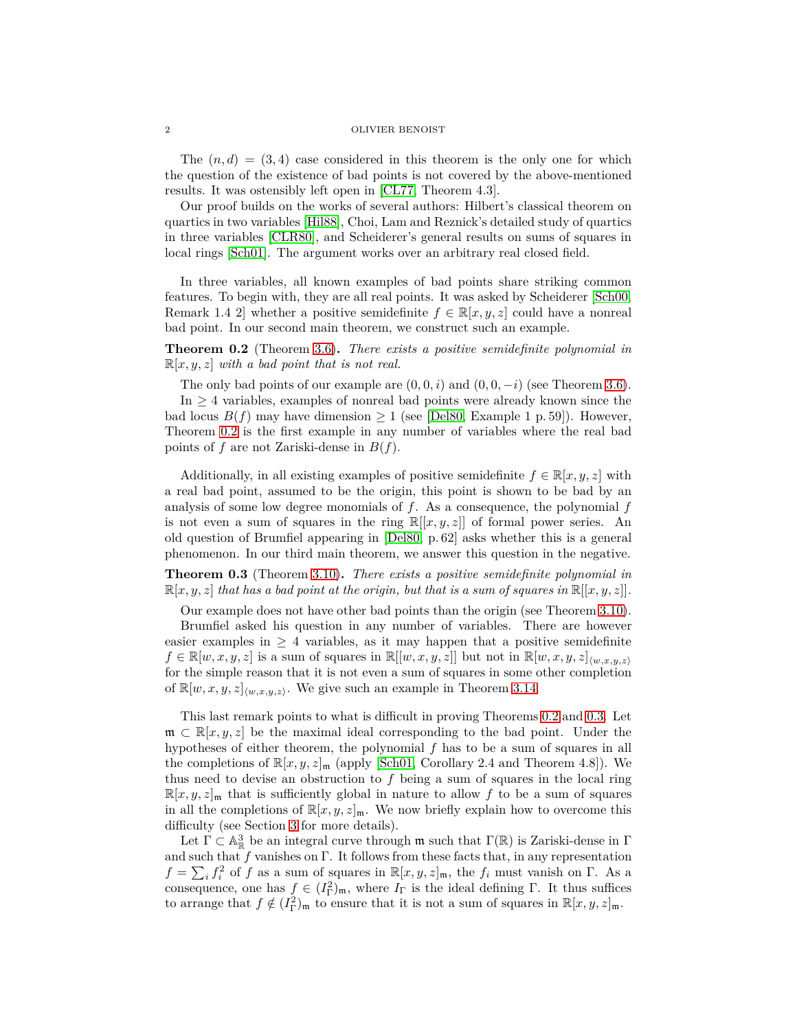The $(n, d) = (3, 4)$ case considered in this theorem is the only one for which the question of the existence of bad points is not covered by the above-mentioned results. It was ostensibly left open in [CL77, Theorem 4.3].

Our proof builds on the works of several authors: Hilbert's classical theorem on quartics in two variables [Hil88], Choi, Lam and Reznick's detailed study of quartics in three variables [CLR80], and Scheiderer's general results on sums of squares in local rings [Sch01]. The argument works over an arbitrary real closed field.

In three variables, all known examples of bad points share striking common features. To begin with, they are all real points. It was asked by Scheiderer [Sch00, Remark 1.4 2] whether a positive semidefinite $f \in \mathbb{R}[x, y, z]$ could have a nonreal bad point. In our second main theorem, we construct such an example.

**Theorem 0.2** (Theorem 3.6)**.** *There exists a positive semidefinite polynomial in* $\mathbb{R}[x, y, z]$ *with a bad point that is not real.*

The only bad points of our example are $(0, 0, i)$ and $(0, 0, -i)$ (see Theorem 3.6).

In $\geq 4$ variables, examples of nonreal bad points were already known since the bad locus $B(f)$ may have dimension $\geq 1$ (see [Del80, Example 1 p. 59]). However, Theorem 0.2 is the first example in any number of variables where the real bad points of $f$ are not Zariski-dense in $B(f)$.

Additionally, in all existing examples of positive semidefinite $f \in \mathbb{R}[x, y, z]$ with a real bad point, assumed to be the origin, this point is shown to be bad by an analysis of some low degree monomials of $f$. As a consequence, the polynomial $f$ is not even a sum of squares in the ring $\mathbb{R}[[x, y, z]]$ of formal power series. An old question of Brumfiel appearing in [Del80, p. 62] asks whether this is a general phenomenon. In our third main theorem, we answer this question in the negative.

**Theorem 0.3** (Theorem 3.10)**.** *There exists a positive semidefinite polynomial in* $\mathbb{R}[x, y, z]$ *that has a bad point at the origin, but that is a sum of squares in* $\mathbb{R}[[x, y, z]]$.

Our example does not have other bad points than the origin (see Theorem 3.10).

Brumfiel asked his question in any number of variables. There are however easier examples in $\geq 4$ variables, as it may happen that a positive semidefinite $f \in \mathbb{R}[w, x, y, z]$ is a sum of squares in $\mathbb{R}[[w, x, y, z]]$ but not in $\mathbb{R}[w, x, y, z]_{\langle w,x,y,z\rangle}$ for the simple reason that it is not even a sum of squares in some other completion of $\mathbb{R}[w, x, y, z]_{\langle w,x,y,z\rangle}$. We give such an example in Theorem 3.14.

This last remark points to what is difficult in proving Theorems 0.2 and 0.3. Let $\mathfrak{m} \subset \mathbb{R}[x, y, z]$ be the maximal ideal corresponding to the bad point. Under the hypotheses of either theorem, the polynomial $f$ has to be a sum of squares in all the completions of $\mathbb{R}[x, y, z]_{\mathfrak{m}}$ (apply [Sch01, Corollary 2.4 and Theorem 4.8]). We thus need to devise an obstruction to $f$ being a sum of squares in the local ring $\mathbb{R}[x, y, z]_{\mathfrak{m}}$ that is sufficiently global in nature to allow $f$ to be a sum of squares in all the completions of $\mathbb{R}[x, y, z]_{\mathfrak{m}}$. We now briefly explain how to overcome this difficulty (see Section 3 for more details).

Let $\Gamma \subset \mathbb{A}^3_{\mathbb{R}}$ be an integral curve through $\mathfrak{m}$ such that $\Gamma(\mathbb{R})$ is Zariski-dense in $\Gamma$ and such that $f$ vanishes on $\Gamma$. It follows from these facts that, in any representation $f = \sum_i f_i^2$ of $f$ as a sum of squares in $\mathbb{R}[x, y, z]_{\mathfrak{m}}$, the $f_i$ must vanish on $\Gamma$. As a consequence, one has $f \in (I_\Gamma^2)_{\mathfrak{m}}$, where $I_\Gamma$ is the ideal defining $\Gamma$. It thus suffices to arrange that $f \notin (I_\Gamma^2)_{\mathfrak{m}}$ to ensure that it is not a sum of squares in $\mathbb{R}[x, y, z]_{\mathfrak{m}}$.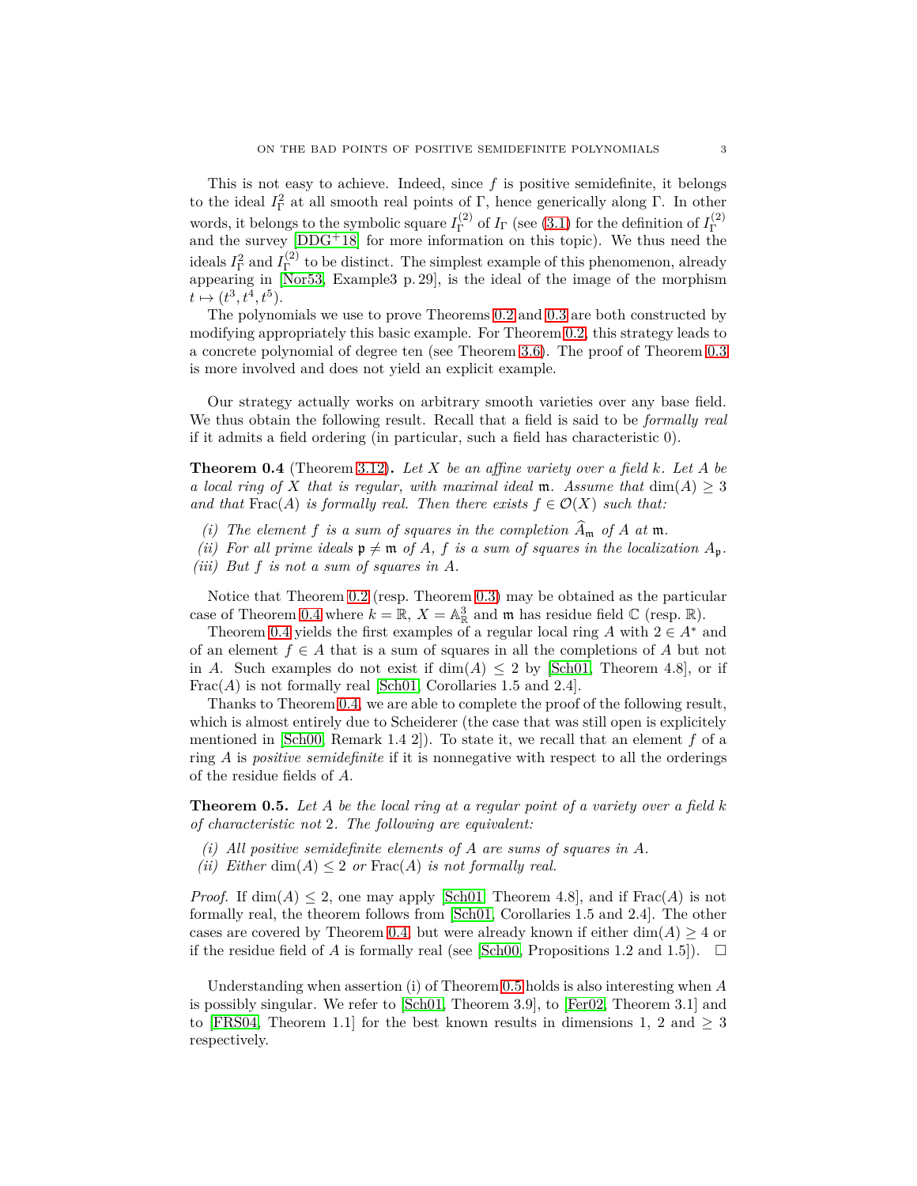This is not easy to achieve. Indeed, since $f$ is positive semidefinite, it belongs to the ideal $I_\Gamma^2$ at all smooth real points of $\Gamma$, hence generically along $\Gamma$. In other words, it belongs to the symbolic square $I_\Gamma^{(2)}$ of $I_\Gamma$ (see (3.1) for the definition of $I_\Gamma^{(2)}$ and the survey [DDG+18] for more information on this topic). We thus need the ideals $I_\Gamma^2$ and $I_\Gamma^{(2)}$ to be distinct. The simplest example of this phenomenon, already appearing in [Nor53, Example3 p. 29], is the ideal of the image of the morphism $t \mapsto (t^3, t^4, t^5)$.

The polynomials we use to prove Theorems 0.2 and 0.3 are both constructed by modifying appropriately this basic example. For Theorem 0.2, this strategy leads to a concrete polynomial of degree ten (see Theorem 3.6). The proof of Theorem 0.3 is more involved and does not yield an explicit example.

Our strategy actually works on arbitrary smooth varieties over any base field. We thus obtain the following result. Recall that a field is said to be *formally real* if it admits a field ordering (in particular, such a field has characteristic 0).

**Theorem 0.4** (Theorem 3.12)**.** *Let $X$ be an affine variety over a field $k$. Let $A$ be a local ring of $X$ that is regular, with maximal ideal $\mathfrak{m}$. Assume that $\dim(A) \geq 3$ and that $\mathrm{Frac}(A)$ is formally real. Then there exists $f \in \mathcal{O}(X)$ such that:*

*(i) The element $f$ is a sum of squares in the completion $\widehat{A}_\mathfrak{m}$ of $A$ at $\mathfrak{m}$.*
*(ii) For all prime ideals $\mathfrak{p} \neq \mathfrak{m}$ of $A$, $f$ is a sum of squares in the localization $A_\mathfrak{p}$.*
*(iii) But $f$ is not a sum of squares in $A$.*

Notice that Theorem 0.2 (resp. Theorem 0.3) may be obtained as the particular case of Theorem 0.4 where $k = \mathbb{R}$, $X = \mathbb{A}^3_\mathbb{R}$ and $\mathfrak{m}$ has residue field $\mathbb{C}$ (resp. $\mathbb{R}$).

Theorem 0.4 yields the first examples of a regular local ring $A$ with $2 \in A^*$ and of an element $f \in A$ that is a sum of squares in all the completions of $A$ but not in $A$. Such examples do not exist if $\dim(A) \leq 2$ by [Sch01, Theorem 4.8], or if $\mathrm{Frac}(A)$ is not formally real [Sch01, Corollaries 1.5 and 2.4].

Thanks to Theorem 0.4, we are able to complete the proof of the following result, which is almost entirely due to Scheiderer (the case that was still open is explicitely mentioned in [Sch00, Remark 1.4 2]). To state it, we recall that an element $f$ of a ring $A$ is *positive semidefinite* if it is nonnegative with respect to all the orderings of the residue fields of $A$.

**Theorem 0.5.** *Let $A$ be the local ring at a regular point of a variety over a field $k$ of characteristic not 2. The following are equivalent:*

*(i) All positive semidefinite elements of $A$ are sums of squares in $A$.*
*(ii) Either $\dim(A) \leq 2$ or $\mathrm{Frac}(A)$ is not formally real.*

*Proof.* If $\dim(A) \leq 2$, one may apply [Sch01, Theorem 4.8], and if $\mathrm{Frac}(A)$ is not formally real, the theorem follows from [Sch01, Corollaries 1.5 and 2.4]. The other cases are covered by Theorem 0.4, but were already known if either $\dim(A) \geq 4$ or if the residue field of $A$ is formally real (see [Sch00, Propositions 1.2 and 1.5]). □

Understanding when assertion (i) of Theorem 0.5 holds is also interesting when $A$ is possibly singular. We refer to [Sch01, Theorem 3.9], to [Fer02, Theorem 3.1] and to [FRS04, Theorem 1.1] for the best known results in dimensions 1, 2 and $\geq 3$ respectively.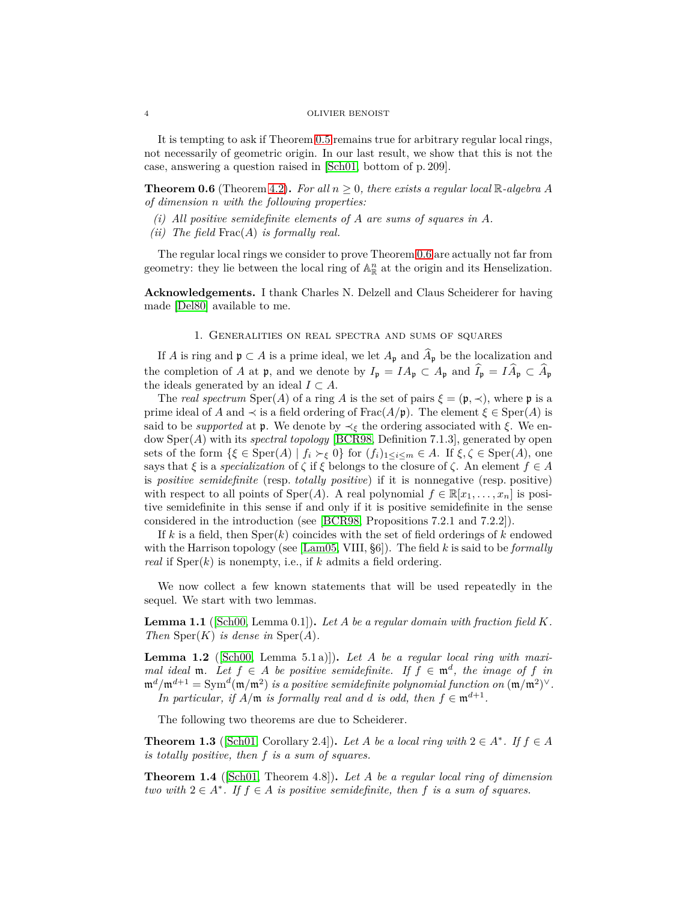It is tempting to ask if Theorem 0.5 remains true for arbitrary regular local rings, not necessarily of geometric origin. In our last result, we show that this is not the case, answering a question raised in [Sch01, bottom of p. 209].

**Theorem 0.6** (Theorem 4.2)**.** *For all $n \geq 0$, there exists a regular local $\mathbb{R}$-algebra $A$ of dimension $n$ with the following properties:*

*(i) All positive semidefinite elements of $A$ are sums of squares in $A$.*

*(ii) The field $\mathrm{Frac}(A)$ is formally real.*

The regular local rings we consider to prove Theorem 0.6 are actually not far from geometry: they lie between the local ring of $\mathbb{A}^n_{\mathbb{R}}$ at the origin and its Henselization.

**Acknowledgements.** I thank Charles N. Delzell and Claus Scheiderer for having made [Del80] available to me.

## 1. Generalities on real spectra and sums of squares

If $A$ is ring and $\mathfrak{p} \subset A$ is a prime ideal, we let $A_{\mathfrak{p}}$ and $\widehat{A}_{\mathfrak{p}}$ be the localization and the completion of $A$ at $\mathfrak{p}$, and we denote by $I_{\mathfrak{p}} = IA_{\mathfrak{p}} \subset A_{\mathfrak{p}}$ and $\widehat{I}_{\mathfrak{p}} = I\widehat{A}_{\mathfrak{p}} \subset \widehat{A}_{\mathfrak{p}}$ the ideals generated by an ideal $I \subset A$.

The *real spectrum* $\mathrm{Sper}(A)$ of a ring $A$ is the set of pairs $\xi = (\mathfrak{p}, \prec)$, where $\mathfrak{p}$ is a prime ideal of $A$ and $\prec$ is a field ordering of $\mathrm{Frac}(A/\mathfrak{p})$. The element $\xi \in \mathrm{Sper}(A)$ is said to be *supported* at $\mathfrak{p}$. We denote by $\prec_\xi$ the ordering associated with $\xi$. We endow $\mathrm{Sper}(A)$ with its *spectral topology* [BCR98, Definition 7.1.3], generated by open sets of the form $\{\xi \in \mathrm{Sper}(A) \mid f_i \succ_\xi 0\}$ for $(f_i)_{1 \leq i \leq m} \in A$. If $\xi, \zeta \in \mathrm{Sper}(A)$, one says that $\xi$ is a *specialization* of $\zeta$ if $\xi$ belongs to the closure of $\zeta$. An element $f \in A$ is *positive semidefinite* (resp. *totally positive*) if it is nonnegative (resp. positive) with respect to all points of $\mathrm{Sper}(A)$. A real polynomial $f \in \mathbb{R}[x_1, \ldots, x_n]$ is positive semidefinite in this sense if and only if it is positive semidefinite in the sense considered in the introduction (see [BCR98, Propositions 7.2.1 and 7.2.2]).

If $k$ is a field, then $\mathrm{Sper}(k)$ coincides with the set of field orderings of $k$ endowed with the Harrison topology (see [Lam05, VIII, §6]). The field $k$ is said to be *formally real* if $\mathrm{Sper}(k)$ is nonempty, i.e., if $k$ admits a field ordering.

We now collect a few known statements that will be used repeatedly in the sequel. We start with two lemmas.

**Lemma 1.1** ([Sch00, Lemma 0.1])**.** *Let $A$ be a regular domain with fraction field $K$. Then $\mathrm{Sper}(K)$ is dense in $\mathrm{Sper}(A)$.*

**Lemma 1.2** ([Sch00, Lemma 5.1 a)])**.** *Let $A$ be a regular local ring with maximal ideal $\mathfrak{m}$. Let $f \in A$ be positive semidefinite. If $f \in \mathfrak{m}^d$, the image of $f$ in $\mathfrak{m}^d/\mathfrak{m}^{d+1} = \mathrm{Sym}^d(\mathfrak{m}/\mathfrak{m}^2)$ is a positive semidefinite polynomial function on $(\mathfrak{m}/\mathfrak{m}^2)^\vee$.*

*In particular, if $A/\mathfrak{m}$ is formally real and $d$ is odd, then $f \in \mathfrak{m}^{d+1}$.*

The following two theorems are due to Scheiderer.

**Theorem 1.3** ([Sch01, Corollary 2.4])**.** *Let $A$ be a local ring with $2 \in A^*$. If $f \in A$ is totally positive, then $f$ is a sum of squares.*

**Theorem 1.4** ([Sch01, Theorem 4.8])**.** *Let $A$ be a regular local ring of dimension two with $2 \in A^*$. If $f \in A$ is positive semidefinite, then $f$ is a sum of squares.*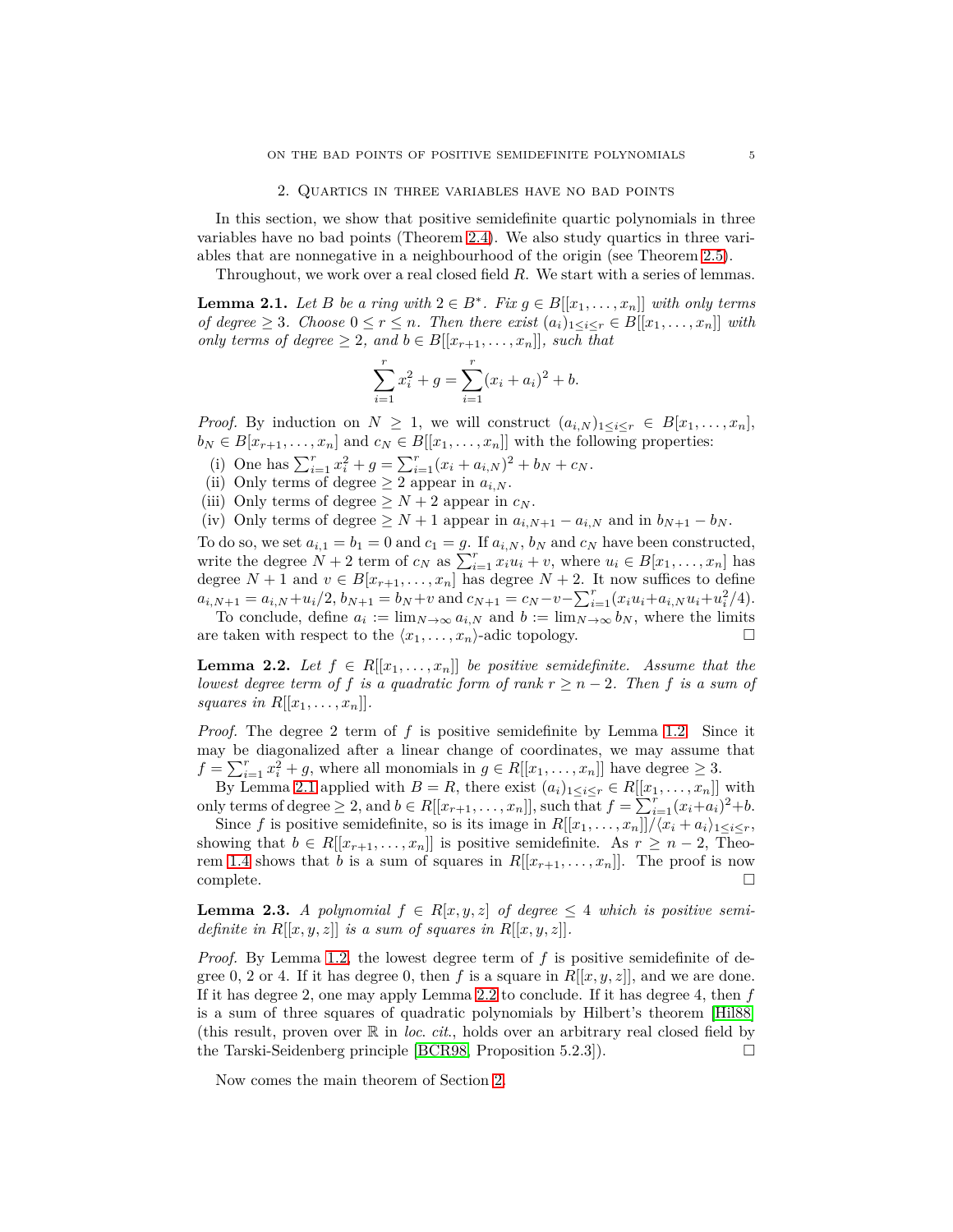## 2. Quartics in three variables have no bad points

In this section, we show that positive semidefinite quartic polynomials in three variables have no bad points (Theorem 2.4). We also study quartics in three variables that are nonnegative in a neighbourhood of the origin (see Theorem 2.5).

Throughout, we work over a real closed field $R$. We start with a series of lemmas.

**Lemma 2.1.** *Let $B$ be a ring with $2 \in B^*$. Fix $g \in B[[x_1, \ldots, x_n]]$ with only terms of degree $\geq 3$. Choose $0 \leq r \leq n$. Then there exist $(a_i)_{1 \leq i \leq r} \in B[[x_1, \ldots, x_n]]$ with only terms of degree $\geq 2$, and $b \in B[[x_{r+1}, \ldots, x_n]]$, such that*

$$\sum_{i=1}^{r} x_i^2 + g = \sum_{i=1}^{r} (x_i + a_i)^2 + b.$$

*Proof.* By induction on $N \geq 1$, we will construct $(a_{i,N})_{1 \leq i \leq r} \in B[x_1, \ldots, x_n]$, $b_N \in B[x_{r+1}, \ldots, x_n]$ and $c_N \in B[[x_1, \ldots, x_n]]$ with the following properties:

(i) One has $\sum_{i=1}^{r} x_i^2 + g = \sum_{i=1}^{r} (x_i + a_{i,N})^2 + b_N + c_N$.
(ii) Only terms of degree $\geq 2$ appear in $a_{i,N}$.
(iii) Only terms of degree $\geq N + 2$ appear in $c_N$.
(iv) Only terms of degree $\geq N + 1$ appear in $a_{i,N+1} - a_{i,N}$ and in $b_{N+1} - b_N$.

To do so, we set $a_{i,1} = b_1 = 0$ and $c_1 = g$. If $a_{i,N}$, $b_N$ and $c_N$ have been constructed, write the degree $N + 2$ term of $c_N$ as $\sum_{i=1}^{r} x_i u_i + v$, where $u_i \in B[x_1, \ldots, x_n]$ has degree $N + 1$ and $v \in B[x_{r+1}, \ldots, x_n]$ has degree $N + 2$. It now suffices to define $a_{i,N+1} = a_{i,N} + u_i/2$, $b_{N+1} = b_N + v$ and $c_{N+1} = c_N - v - \sum_{i=1}^{r} (x_i u_i + a_{i,N} u_i + u_i^2/4)$.

To conclude, define $a_i := \lim_{N \to \infty} a_{i,N}$ and $b := \lim_{N \to \infty} b_N$, where the limits are taken with respect to the $\langle x_1, \ldots, x_n \rangle$-adic topology. $\square$

**Lemma 2.2.** *Let $f \in R[[x_1, \ldots, x_n]]$ be positive semidefinite. Assume that the lowest degree term of $f$ is a quadratic form of rank $r \geq n - 2$. Then $f$ is a sum of squares in $R[[x_1, \ldots, x_n]]$.*

*Proof.* The degree 2 term of $f$ is positive semidefinite by Lemma 1.2. Since it may be diagonalized after a linear change of coordinates, we may assume that $f = \sum_{i=1}^{r} x_i^2 + g$, where all monomials in $g \in R[[x_1, \ldots, x_n]]$ have degree $\geq 3$.

By Lemma 2.1 applied with $B = R$, there exist $(a_i)_{1 \leq i \leq r} \in R[[x_1, \ldots, x_n]]$ with only terms of degree $\geq 2$, and $b \in R[[x_{r+1}, \ldots, x_n]]$, such that $f = \sum_{i=1}^{r} (x_i + a_i)^2 + b$.

Since $f$ is positive semidefinite, so is its image in $R[[x_1, \ldots, x_n]]/\langle x_i + a_i \rangle_{1 \leq i \leq r}$, showing that $b \in R[[x_{r+1}, \ldots, x_n]]$ is positive semidefinite. As $r \geq n - 2$, Theorem 1.4 shows that $b$ is a sum of squares in $R[[x_{r+1}, \ldots, x_n]]$. The proof is now complete. $\square$

**Lemma 2.3.** *A polynomial $f \in R[x, y, z]$ of degree $\leq 4$ which is positive semidefinite in $R[[x, y, z]]$ is a sum of squares in $R[[x, y, z]]$.*

*Proof.* By Lemma 1.2, the lowest degree term of $f$ is positive semidefinite of degree 0, 2 or 4. If it has degree 0, then $f$ is a square in $R[[x, y, z]]$, and we are done. If it has degree 2, one may apply Lemma 2.2 to conclude. If it has degree 4, then $f$ is a sum of three squares of quadratic polynomials by Hilbert's theorem [Hil88] (this result, proven over $\mathbb{R}$ in *loc. cit.*, holds over an arbitrary real closed field by the Tarski-Seidenberg principle [BCR98, Proposition 5.2.3]). $\square$

Now comes the main theorem of Section 2.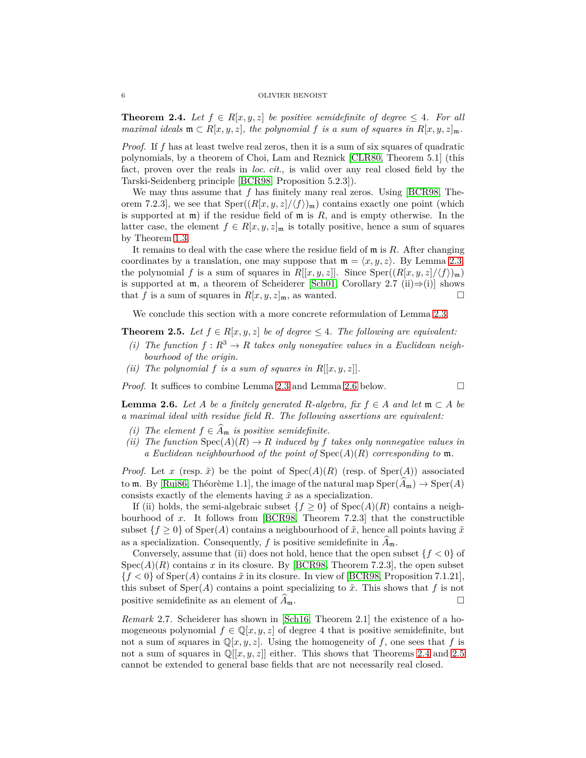**Theorem 2.4.** *Let $f \in R[x,y,z]$ be positive semidefinite of degree $\leq 4$. For all maximal ideals $\mathfrak{m} \subset R[x,y,z]$, the polynomial $f$ is a sum of squares in $R[x,y,z]_{\mathfrak{m}}$.*

*Proof.* If $f$ has at least twelve real zeros, then it is a sum of six squares of quadratic polynomials, by a theorem of Choi, Lam and Reznick [CLR80, Theorem 5.1] (this fact, proven over the reals in *loc. cit.*, is valid over any real closed field by the Tarski-Seidenberg principle [BCR98, Proposition 5.2.3]).

We may thus assume that $f$ has finitely many real zeros. Using [BCR98, Theorem 7.2.3], we see that $\mathrm{Sper}((R[x,y,z]/\langle f\rangle)_{\mathfrak{m}})$ contains exactly one point (which is supported at $\mathfrak{m}$) if the residue field of $\mathfrak{m}$ is $R$, and is empty otherwise. In the latter case, the element $f \in R[x,y,z]_{\mathfrak{m}}$ is totally positive, hence a sum of squares by Theorem 1.3.

It remains to deal with the case where the residue field of $\mathfrak{m}$ is $R$. After changing coordinates by a translation, one may suppose that $\mathfrak{m} = \langle x,y,z\rangle$. By Lemma 2.3, the polynomial $f$ is a sum of squares in $R[[x,y,z]]$. Since $\mathrm{Sper}((R[x,y,z]/\langle f\rangle)_{\mathfrak{m}})$ is supported at $\mathfrak{m}$, a theorem of Scheiderer [Sch01, Corollary 2.7 (ii)$\Rightarrow$(i)] shows that $f$ is a sum of squares in $R[x,y,z]_{\mathfrak{m}}$, as wanted. $\square$

We conclude this section with a more concrete reformulation of Lemma 2.3.

**Theorem 2.5.** *Let $f \in R[x,y,z]$ be of degree $\leq 4$. The following are equivalent:*

*(i) The function $f : R^3 \to R$ takes only nonegative values in a Euclidean neighbourhood of the origin.*
*(ii) The polynomial $f$ is a sum of squares in $R[[x,y,z]]$.*

*Proof.* It suffices to combine Lemma 2.3 and Lemma 2.6 below. $\square$

**Lemma 2.6.** *Let $A$ be a finitely generated $R$-algebra, fix $f \in A$ and let $\mathfrak{m} \subset A$ be a maximal ideal with residue field $R$. The following assertions are equivalent:*

*(i) The element $f \in \widehat{A}_{\mathfrak{m}}$ is positive semidefinite.*
*(ii) The function $\mathrm{Spec}(A)(R) \to R$ induced by $f$ takes only nonnegative values in a Euclidean neighbourhood of the point of $\mathrm{Spec}(A)(R)$ corresponding to $\mathfrak{m}$.*

*Proof.* Let $x$ (resp. $\tilde{x}$) be the point of $\mathrm{Spec}(A)(R)$ (resp. of $\mathrm{Sper}(A)$) associated to $\mathfrak{m}$. By [Rui86, Théorème 1.1], the image of the natural map $\mathrm{Sper}(\widehat{A}_{\mathfrak{m}}) \to \mathrm{Sper}(A)$ consists exactly of the elements having $\tilde{x}$ as a specialization.

If (ii) holds, the semi-algebraic subset $\{f \geq 0\}$ of $\mathrm{Spec}(A)(R)$ contains a neighbourhood of $x$. It follows from [BCR98, Theorem 7.2.3] that the constructible subset $\{f \geq 0\}$ of $\mathrm{Sper}(A)$ contains a neighbourhood of $\tilde{x}$, hence all points having $\tilde{x}$ as a specialization. Consequently, $f$ is positive semidefinite in $\widehat{A}_{\mathfrak{m}}$.

Conversely, assume that (ii) does not hold, hence that the open subset $\{f < 0\}$ of $\mathrm{Spec}(A)(R)$ contains $x$ in its closure. By [BCR98, Theorem 7.2.3], the open subset $\{f < 0\}$ of $\mathrm{Sper}(A)$ contains $\tilde{x}$ in its closure. In view of [BCR98, Proposition 7.1.21], this subset of $\mathrm{Sper}(A)$ contains a point specializing to $\tilde{x}$. This shows that $f$ is not positive semidefinite as an element of $\widehat{A}_{\mathfrak{m}}$. $\square$

*Remark* 2.7. Scheiderer has shown in [Sch16, Theorem 2.1] the existence of a homogeneous polynomial $f \in \mathbb{Q}[x,y,z]$ of degree 4 that is positive semidefinite, but not a sum of squares in $\mathbb{Q}[x,y,z]$. Using the homogeneity of $f$, one sees that $f$ is not a sum of squares in $\mathbb{Q}[[x,y,z]]$ either. This shows that Theorems 2.4 and 2.5 cannot be extended to general base fields that are not necessarily real closed.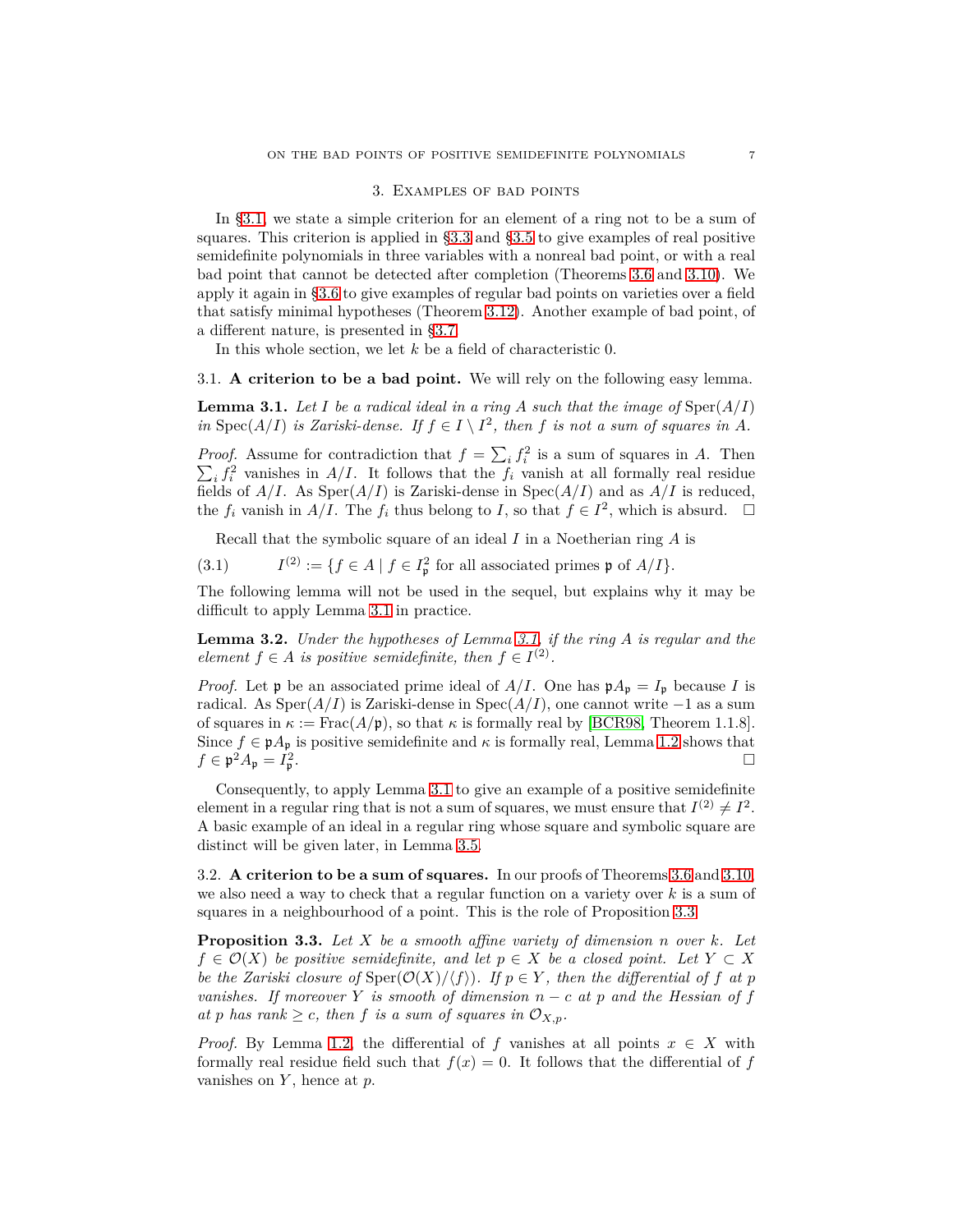## 3. Examples of bad points

In §3.1, we state a simple criterion for an element of a ring not to be a sum of squares. This criterion is applied in §3.3 and §3.5 to give examples of real positive semidefinite polynomials in three variables with a nonreal bad point, or with a real bad point that cannot be detected after completion (Theorems 3.6 and 3.10). We apply it again in §3.6 to give examples of regular bad points on varieties over a field that satisfy minimal hypotheses (Theorem 3.12). Another example of bad point, of a different nature, is presented in §3.7.

In this whole section, we let $k$ be a field of characteristic 0.

### 3.1. A criterion to be a bad point.

We will rely on the following easy lemma.

**Lemma 3.1.** *Let $I$ be a radical ideal in a ring $A$ such that the image of $\mathrm{Sper}(A/I)$ in $\mathrm{Spec}(A/I)$ is Zariski-dense. If $f \in I \setminus I^2$, then $f$ is not a sum of squares in $A$.*

*Proof.* Assume for contradiction that $f = \sum_i f_i^2$ is a sum of squares in $A$. Then $\sum_i f_i^2$ vanishes in $A/I$. It follows that the $f_i$ vanish at all formally real residue fields of $A/I$. As $\mathrm{Sper}(A/I)$ is Zariski-dense in $\mathrm{Spec}(A/I)$ and as $A/I$ is reduced, the $f_i$ vanish in $A/I$. The $f_i$ thus belong to $I$, so that $f \in I^2$, which is absurd. □

Recall that the symbolic square of an ideal $I$ in a Noetherian ring $A$ is

$$I^{(2)} := \{f \in A \mid f \in I_{\mathfrak{p}}^2 \text{ for all associated primes } \mathfrak{p} \text{ of } A/I\}. \tag{3.1}$$

The following lemma will not be used in the sequel, but explains why it may be difficult to apply Lemma 3.1 in practice.

**Lemma 3.2.** *Under the hypotheses of Lemma 3.1, if the ring $A$ is regular and the element $f \in A$ is positive semidefinite, then $f \in I^{(2)}$.*

*Proof.* Let $\mathfrak{p}$ be an associated prime ideal of $A/I$. One has $\mathfrak{p}A_{\mathfrak{p}} = I_{\mathfrak{p}}$ because $I$ is radical. As $\mathrm{Sper}(A/I)$ is Zariski-dense in $\mathrm{Spec}(A/I)$, one cannot write $-1$ as a sum of squares in $\kappa := \mathrm{Frac}(A/\mathfrak{p})$, so that $\kappa$ is formally real by [BCR98, Theorem 1.1.8]. Since $f \in \mathfrak{p}A_{\mathfrak{p}}$ is positive semidefinite and $\kappa$ is formally real, Lemma 1.2 shows that $f \in \mathfrak{p}^2 A_{\mathfrak{p}} = I_{\mathfrak{p}}^2$. □

Consequently, to apply Lemma 3.1 to give an example of a positive semidefinite element in a regular ring that is not a sum of squares, we must ensure that $I^{(2)} \neq I^2$. A basic example of an ideal in a regular ring whose square and symbolic square are distinct will be given later, in Lemma 3.5.

### 3.2. A criterion to be a sum of squares.

In our proofs of Theorems 3.6 and 3.10, we also need a way to check that a regular function on a variety over $k$ is a sum of squares in a neighbourhood of a point. This is the role of Proposition 3.3.

**Proposition 3.3.** *Let $X$ be a smooth affine variety of dimension $n$ over $k$. Let $f \in \mathcal{O}(X)$ be positive semidefinite, and let $p \in X$ be a closed point. Let $Y \subset X$ be the Zariski closure of $\mathrm{Sper}(\mathcal{O}(X)/\langle f \rangle)$. If $p \in Y$, then the differential of $f$ at $p$ vanishes. If moreover $Y$ is smooth of dimension $n - c$ at $p$ and the Hessian of $f$ at $p$ has rank $\geq c$, then $f$ is a sum of squares in $\mathcal{O}_{X,p}$.*

*Proof.* By Lemma 1.2, the differential of $f$ vanishes at all points $x \in X$ with formally real residue field such that $f(x) = 0$. It follows that the differential of $f$ vanishes on $Y$, hence at $p$.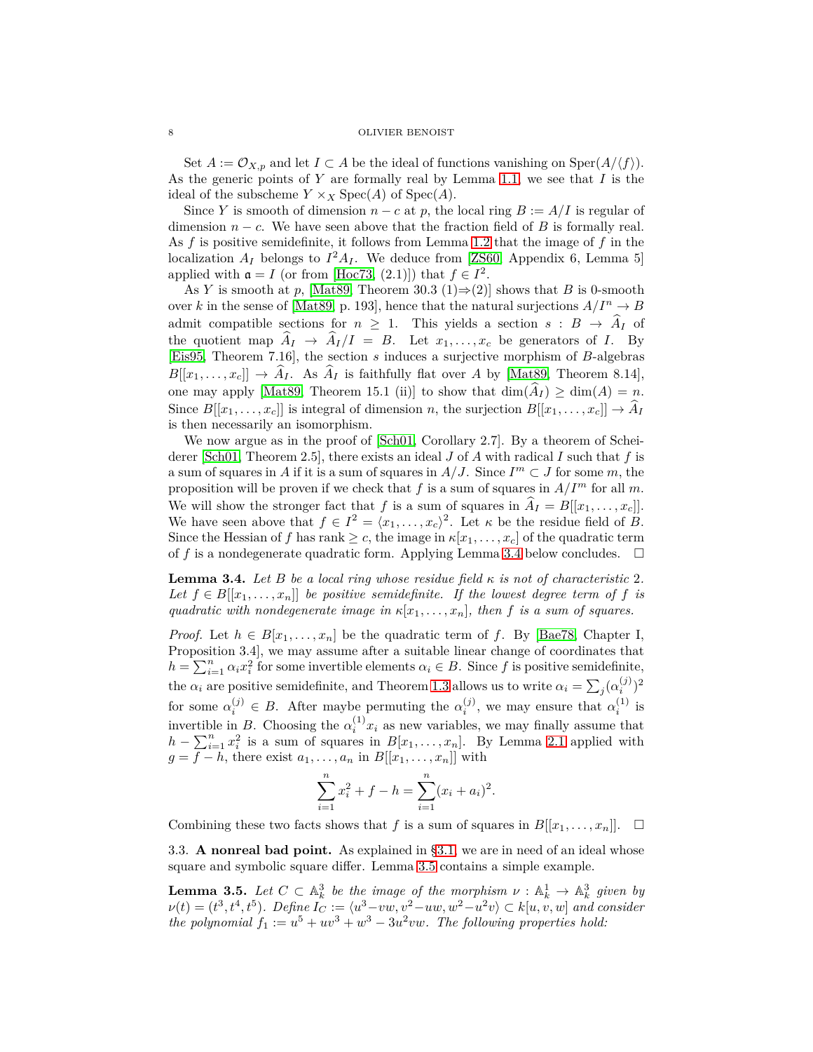Set $A := \mathcal{O}_{X,p}$ and let $I \subset A$ be the ideal of functions vanishing on $\mathrm{Sper}(A/\langle f \rangle)$. As the generic points of $Y$ are formally real by Lemma 1.1, we see that $I$ is the ideal of the subscheme $Y \times_X \mathrm{Spec}(A)$ of $\mathrm{Spec}(A)$.

Since $Y$ is smooth of dimension $n - c$ at $p$, the local ring $B := A/I$ is regular of dimension $n - c$. We have seen above that the fraction field of $B$ is formally real. As $f$ is positive semidefinite, it follows from Lemma 1.2 that the image of $f$ in the localization $A_I$ belongs to $I^2 A_I$. We deduce from [ZS60, Appendix 6, Lemma 5] applied with $\mathfrak{a} = I$ (or from [Hoc73, (2.1)]) that $f \in I^2$.

As $Y$ is smooth at $p$, [Mat89, Theorem 30.3 (1)⇒(2)] shows that $B$ is 0-smooth over $k$ in the sense of [Mat89, p. 193], hence that the natural surjections $A/I^n \to B$ admit compatible sections for $n \geq 1$. This yields a section $s : B \to \widehat{A}_I$ of the quotient map $\widehat{A}_I \to \widehat{A}_I/I = B$. Let $x_1, \ldots, x_c$ be generators of $I$. By [Eis95, Theorem 7.16], the section $s$ induces a surjective morphism of $B$-algebras $B[[x_1, \ldots, x_c]] \to \widehat{A}_I$. As $\widehat{A}_I$ is faithfully flat over $A$ by [Mat89, Theorem 8.14], one may apply [Mat89, Theorem 15.1 (ii)] to show that $\dim(\widehat{A}_I) \geq \dim(A) = n$. Since $B[[x_1, \ldots, x_c]]$ is integral of dimension $n$, the surjection $B[[x_1, \ldots, x_c]] \to \widehat{A}_I$ is then necessarily an isomorphism.

We now argue as in the proof of [Sch01, Corollary 2.7]. By a theorem of Scheiderer [Sch01, Theorem 2.5], there exists an ideal $J$ of $A$ with radical $I$ such that $f$ is a sum of squares in $A$ if it is a sum of squares in $A/J$. Since $I^m \subset J$ for some $m$, the proposition will be proven if we check that $f$ is a sum of squares in $A/I^m$ for all $m$. We will show the stronger fact that $f$ is a sum of squares in $\widehat{A}_I = B[[x_1, \ldots, x_c]]$. We have seen above that $f \in I^2 = \langle x_1, \ldots, x_c \rangle^2$. Let $\kappa$ be the residue field of $B$. Since the Hessian of $f$ has rank $\geq c$, the image in $\kappa[x_1, \ldots, x_c]$ of the quadratic term of $f$ is a nondegenerate quadratic form. Applying Lemma 3.4 below concludes. $\square$

**Lemma 3.4.** *Let $B$ be a local ring whose residue field $\kappa$ is not of characteristic 2. Let $f \in B[[x_1, \ldots, x_n]]$ be positive semidefinite. If the lowest degree term of $f$ is quadratic with nondegenerate image in $\kappa[x_1, \ldots, x_n]$, then $f$ is a sum of squares.*

*Proof.* Let $h \in B[x_1, \ldots, x_n]$ be the quadratic term of $f$. By [Bae78, Chapter I, Proposition 3.4], we may assume after a suitable linear change of coordinates that $h = \sum_{i=1}^n \alpha_i x_i^2$ for some invertible elements $\alpha_i \in B$. Since $f$ is positive semidefinite, the $\alpha_i$ are positive semidefinite, and Theorem 1.3 allows us to write $\alpha_i = \sum_j (\alpha_i^{(j)})^2$ for some $\alpha_i^{(j)} \in B$. After maybe permuting the $\alpha_i^{(j)}$, we may ensure that $\alpha_i^{(1)}$ is invertible in $B$. Choosing the $\alpha_i^{(1)} x_i$ as new variables, we may finally assume that $h - \sum_{i=1}^n x_i^2$ is a sum of squares in $B[x_1, \ldots, x_n]$. By Lemma 2.1 applied with $g = f - h$, there exist $a_1, \ldots, a_n$ in $B[[x_1, \ldots, x_n]]$ with

$$\sum_{i=1}^n x_i^2 + f - h = \sum_{i=1}^n (x_i + a_i)^2.$$

Combining these two facts shows that $f$ is a sum of squares in $B[[x_1, \ldots, x_n]]$. $\square$

### 3.3. A nonreal bad point.

As explained in §3.1, we are in need of an ideal whose square and symbolic square differ. Lemma 3.5 contains a simple example.

**Lemma 3.5.** *Let $C \subset \mathbb{A}^3_k$ be the image of the morphism $\nu : \mathbb{A}^1_k \to \mathbb{A}^3_k$ given by $\nu(t) = (t^3, t^4, t^5)$. Define $I_C := \langle u^3 - vw, v^2 - uw, w^2 - u^2 v \rangle \subset k[u, v, w]$ and consider the polynomial $f_1 := u^5 + uv^3 + w^3 - 3u^2 vw$. The following properties hold:*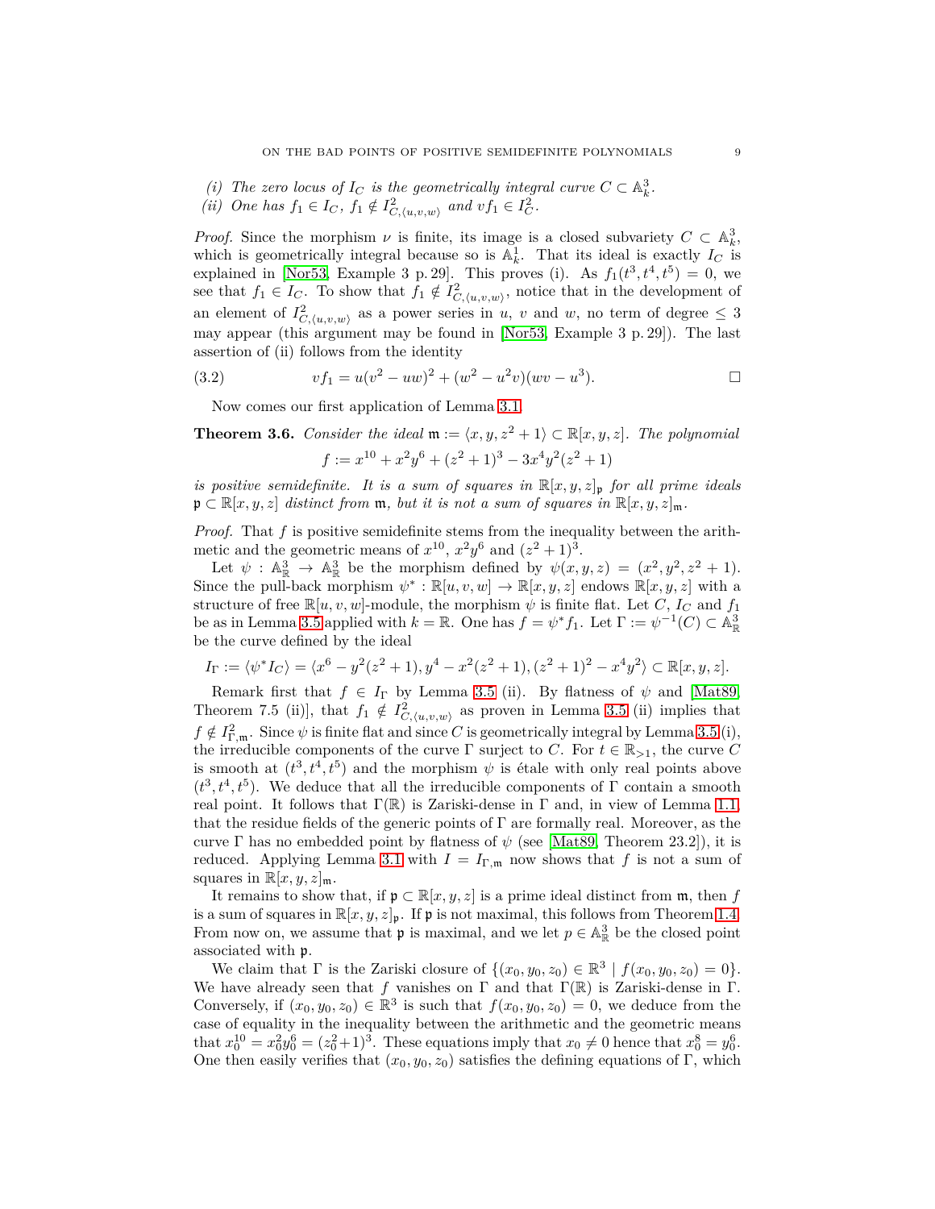*(i) The zero locus of $I_C$ is the geometrically integral curve $C \subset \mathbb{A}^3_k$.*
*(ii) One has $f_1 \in I_C$, $f_1 \notin I^2_{C,\langle u,v,w\rangle}$ and $vf_1 \in I^2_C$.*

*Proof.* Since the morphism $\nu$ is finite, its image is a closed subvariety $C \subset \mathbb{A}^3_k$, which is geometrically integral because so is $\mathbb{A}^1_k$. That its ideal is exactly $I_C$ is explained in [Nor53, Example 3 p. 29]. This proves (i). As $f_1(t^3, t^4, t^5) = 0$, we see that $f_1 \in I_C$. To show that $f_1 \notin I^2_{C,\langle u,v,w\rangle}$, notice that in the development of an element of $I^2_{C,\langle u,v,w\rangle}$ as a power series in $u$, $v$ and $w$, no term of degree $\leq 3$ may appear (this argument may be found in [Nor53, Example 3 p. 29]). The last assertion of (ii) follows from the identity

$$vf_1 = u(v^2 - uw)^2 + (w^2 - u^2 v)(wv - u^3). \tag{3.2}$$

$\square$

Now comes our first application of Lemma 3.1.

**Theorem 3.6.** *Consider the ideal $\mathfrak{m} := \langle x, y, z^2+1\rangle \subset \mathbb{R}[x,y,z]$. The polynomial*

$$f := x^{10} + x^2y^6 + (z^2+1)^3 - 3x^4y^2(z^2+1)$$

*is positive semidefinite. It is a sum of squares in $\mathbb{R}[x,y,z]_{\mathfrak{p}}$ for all prime ideals $\mathfrak{p} \subset \mathbb{R}[x,y,z]$ distinct from $\mathfrak{m}$, but it is not a sum of squares in $\mathbb{R}[x,y,z]_{\mathfrak{m}}$.*

*Proof.* That $f$ is positive semidefinite stems from the inequality between the arithmetic and the geometric means of $x^{10}$, $x^2y^6$ and $(z^2+1)^3$.

Let $\psi : \mathbb{A}^3_{\mathbb{R}} \to \mathbb{A}^3_{\mathbb{R}}$ be the morphism defined by $\psi(x,y,z) = (x^2, y^2, z^2+1)$. Since the pull-back morphism $\psi^* : \mathbb{R}[u,v,w] \to \mathbb{R}[x,y,z]$ endows $\mathbb{R}[x,y,z]$ with a structure of free $\mathbb{R}[u,v,w]$-module, the morphism $\psi$ is finite flat. Let $C$, $I_C$ and $f_1$ be as in Lemma 3.5 applied with $k = \mathbb{R}$. One has $f = \psi^* f_1$. Let $\Gamma := \psi^{-1}(C) \subset \mathbb{A}^3_{\mathbb{R}}$ be the curve defined by the ideal

$$I_\Gamma := \langle \psi^* I_C\rangle = \langle x^6 - y^2(z^2+1), y^4 - x^2(z^2+1), (z^2+1)^2 - x^4y^2\rangle \subset \mathbb{R}[x,y,z].$$

Remark first that $f \in I_\Gamma$ by Lemma 3.5 (ii). By flatness of $\psi$ and [Mat89, Theorem 7.5 (ii)], that $f_1 \notin I^2_{C,\langle u,v,w\rangle}$ as proven in Lemma 3.5 (ii) implies that $f \notin I^2_{\Gamma,\mathfrak{m}}$. Since $\psi$ is finite flat and since $C$ is geometrically integral by Lemma 3.5 (i), the irreducible components of the curve $\Gamma$ surject to $C$. For $t \in \mathbb{R}_{>1}$, the curve $C$ is smooth at $(t^3, t^4, t^5)$ and the morphism $\psi$ is étale with only real points above $(t^3, t^4, t^5)$. We deduce that all the irreducible components of $\Gamma$ contain a smooth real point. It follows that $\Gamma(\mathbb{R})$ is Zariski-dense in $\Gamma$ and, in view of Lemma 1.1, that the residue fields of the generic points of $\Gamma$ are formally real. Moreover, as the curve $\Gamma$ has no embedded point by flatness of $\psi$ (see [Mat89, Theorem 23.2]), it is reduced. Applying Lemma 3.1 with $I = I_{\Gamma,\mathfrak{m}}$ now shows that $f$ is not a sum of squares in $\mathbb{R}[x,y,z]_{\mathfrak{m}}$.

It remains to show that, if $\mathfrak{p} \subset \mathbb{R}[x,y,z]$ is a prime ideal distinct from $\mathfrak{m}$, then $f$ is a sum of squares in $\mathbb{R}[x,y,z]_{\mathfrak{p}}$. If $\mathfrak{p}$ is not maximal, this follows from Theorem 1.4. From now on, we assume that $\mathfrak{p}$ is maximal, and we let $p \in \mathbb{A}^3_{\mathbb{R}}$ be the closed point associated with $\mathfrak{p}$.

We claim that $\Gamma$ is the Zariski closure of $\{(x_0, y_0, z_0) \in \mathbb{R}^3 \mid f(x_0, y_0, z_0) = 0\}$. We have already seen that $f$ vanishes on $\Gamma$ and that $\Gamma(\mathbb{R})$ is Zariski-dense in $\Gamma$. Conversely, if $(x_0, y_0, z_0) \in \mathbb{R}^3$ is such that $f(x_0, y_0, z_0) = 0$, we deduce from the case of equality in the inequality between the arithmetic and the geometric means that $x_0^{10} = x_0^2 y_0^6 = (z_0^2+1)^3$. These equations imply that $x_0 \neq 0$ hence that $x_0^8 = y_0^6$. One then easily verifies that $(x_0, y_0, z_0)$ satisfies the defining equations of $\Gamma$, which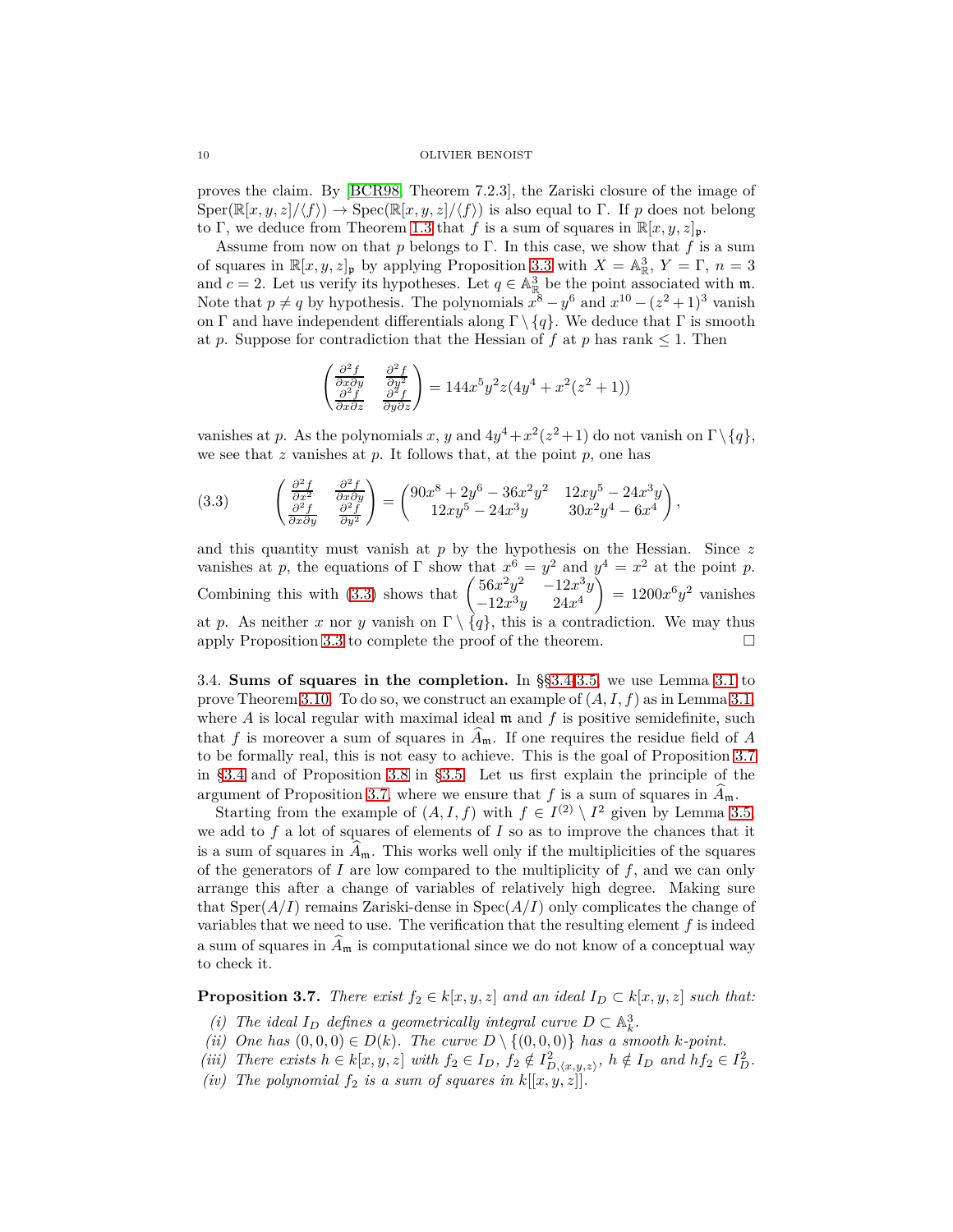proves the claim. By [BCR98, Theorem 7.2.3], the Zariski closure of the image of $\mathrm{Sper}(\mathbb{R}[x,y,z]/\langle f\rangle) \to \mathrm{Spec}(\mathbb{R}[x,y,z]/\langle f\rangle)$ is also equal to $\Gamma$. If $p$ does not belong to $\Gamma$, we deduce from Theorem 1.3 that $f$ is a sum of squares in $\mathbb{R}[x,y,z]_{\mathfrak{p}}$.

Assume from now on that $p$ belongs to $\Gamma$. In this case, we show that $f$ is a sum of squares in $\mathbb{R}[x,y,z]_{\mathfrak{p}}$ by applying Proposition 3.3 with $X = \mathbb{A}^3_{\mathbb{R}}$, $Y = \Gamma$, $n = 3$ and $c = 2$. Let us verify its hypotheses. Let $q \in \mathbb{A}^3_{\mathbb{R}}$ be the point associated with $\mathfrak{m}$. Note that $p \neq q$ by hypothesis. The polynomials $x^8 - y^6$ and $x^{10} - (z^2+1)^3$ vanish on $\Gamma$ and have independent differentials along $\Gamma \setminus \{q\}$. We deduce that $\Gamma$ is smooth at $p$. Suppose for contradiction that the Hessian of $f$ at $p$ has rank $\leq 1$. Then

$$\begin{pmatrix} \frac{\partial^2 f}{\partial x \partial y} & \frac{\partial^2 f}{\partial y^2} \\ \frac{\partial^2 f}{\partial x \partial z} & \frac{\partial^2 f}{\partial y \partial z} \end{pmatrix} = 144x^5y^2z(4y^4 + x^2(z^2+1))$$

vanishes at $p$. As the polynomials $x$, $y$ and $4y^4 + x^2(z^2+1)$ do not vanish on $\Gamma \setminus \{q\}$, we see that $z$ vanishes at $p$. It follows that, at the point $p$, one has

$$\begin{pmatrix} \frac{\partial^2 f}{\partial x^2} & \frac{\partial^2 f}{\partial x \partial y} \\ \frac{\partial^2 f}{\partial x \partial y} & \frac{\partial^2 f}{\partial y^2} \end{pmatrix} = \begin{pmatrix} 90x^8 + 2y^6 - 36x^2y^2 & 12xy^5 - 24x^3y \\ 12xy^5 - 24x^3y & 30x^2y^4 - 6x^4 \end{pmatrix}, \tag{3.3}$$

and this quantity must vanish at $p$ by the hypothesis on the Hessian. Since $z$ vanishes at $p$, the equations of $\Gamma$ show that $x^6 = y^2$ and $y^4 = x^2$ at the point $p$. Combining this with (3.3) shows that $\begin{pmatrix} 56x^2y^2 & -12x^3y \\ -12x^3y & 24x^4 \end{pmatrix} = 1200x^6y^2$ vanishes at $p$. As neither $x$ nor $y$ vanish on $\Gamma \setminus \{q\}$, this is a contradiction. We may thus apply Proposition 3.3 to complete the proof of the theorem. $\square$

**3.4. Sums of squares in the completion.** In §§3.4-3.5, we use Lemma 3.1 to prove Theorem 3.10. To do so, we construct an example of $(A, I, f)$ as in Lemma 3.1, where $A$ is local regular with maximal ideal $\mathfrak{m}$ and $f$ is positive semidefinite, such that $f$ is moreover a sum of squares in $\widehat{A}_{\mathfrak{m}}$. If one requires the residue field of $A$ to be formally real, this is not easy to achieve. This is the goal of Proposition 3.7 in §3.4 and of Proposition 3.8 in §3.5. Let us first explain the principle of the argument of Proposition 3.7, where we ensure that $f$ is a sum of squares in $\widehat{A}_{\mathfrak{m}}$.

Starting from the example of $(A, I, f)$ with $f \in I^{(2)} \setminus I^2$ given by Lemma 3.5, we add to $f$ a lot of squares of elements of $I$ so as to improve the chances that it is a sum of squares in $\widehat{A}_{\mathfrak{m}}$. This works well only if the multiplicities of the squares of the generators of $I$ are low compared to the multiplicity of $f$, and we can only arrange this after a change of variables of relatively high degree. Making sure that $\mathrm{Sper}(A/I)$ remains Zariski-dense in $\mathrm{Spec}(A/I)$ only complicates the change of variables that we need to use. The verification that the resulting element $f$ is indeed a sum of squares in $\widehat{A}_{\mathfrak{m}}$ is computational since we do not know of a conceptual way to check it.

**Proposition 3.7.** *There exist $f_2 \in k[x,y,z]$ and an ideal $I_D \subset k[x,y,z]$ such that:*

*(i) The ideal $I_D$ defines a geometrically integral curve $D \subset \mathbb{A}^3_k$.*

*(ii) One has $(0,0,0) \in D(k)$. The curve $D \setminus \{(0,0,0)\}$ has a smooth $k$-point.*

*(iii) There exists $h \in k[x,y,z]$ with $f_2 \in I_D$, $f_2 \notin I^2_{D,\langle x,y,z\rangle}$, $h \notin I_D$ and $hf_2 \in I_D^2$.*

*(iv) The polynomial $f_2$ is a sum of squares in $k[[x,y,z]]$.*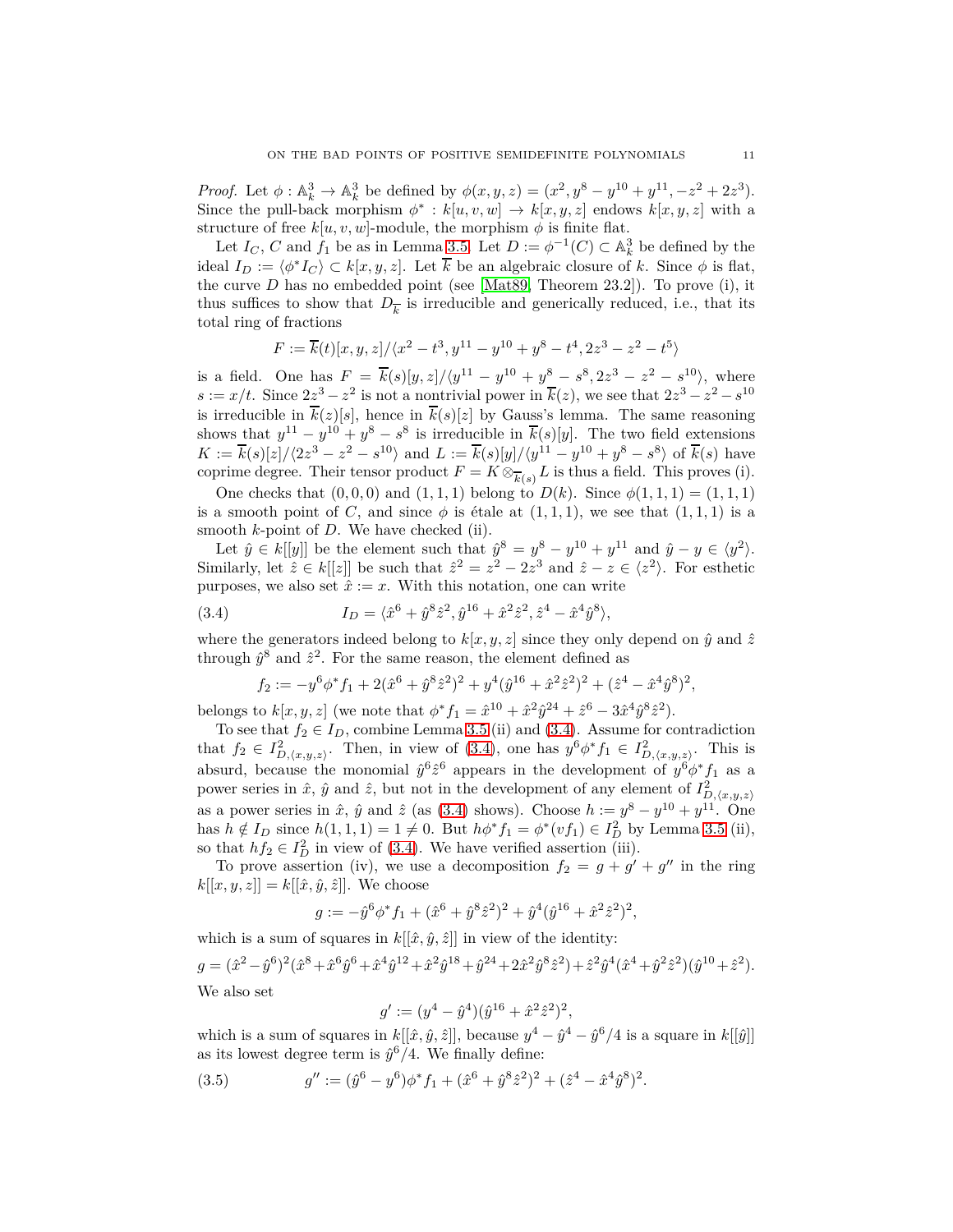*Proof.* Let $\phi : \mathbb{A}^3_k \to \mathbb{A}^3_k$ be defined by $\phi(x, y, z) = (x^2, y^8 - y^{10} + y^{11}, -z^2 + 2z^3)$. Since the pull-back morphism $\phi^* : k[u, v, w] \to k[x, y, z]$ endows $k[x, y, z]$ with a structure of free $k[u, v, w]$-module, the morphism $\phi$ is finite flat.

Let $I_C$, $C$ and $f_1$ be as in Lemma 3.5. Let $D := \phi^{-1}(C) \subset \mathbb{A}^3_k$ be defined by the ideal $I_D := \langle \phi^* I_C \rangle \subset k[x, y, z]$. Let $\overline{k}$ be an algebraic closure of $k$. Since $\phi$ is flat, the curve $D$ has no embedded point (see [Mat89, Theorem 23.2]). To prove (i), it thus suffices to show that $D_{\overline{k}}$ is irreducible and generically reduced, i.e., that its total ring of fractions

$$F := \overline{k}(t)[x, y, z]/\langle x^2 - t^3, y^{11} - y^{10} + y^8 - t^4, 2z^3 - z^2 - t^5 \rangle$$

is a field. One has $F = \overline{k}(s)[y, z]/\langle y^{11} - y^{10} + y^8 - s^8, 2z^3 - z^2 - s^{10} \rangle$, where $s := x/t$. Since $2z^3 - z^2$ is not a nontrivial power in $\overline{k}(z)$, we see that $2z^3 - z^2 - s^{10}$ is irreducible in $\overline{k}(z)[s]$, hence in $\overline{k}(s)[z]$ by Gauss's lemma. The same reasoning shows that $y^{11} - y^{10} + y^8 - s^8$ is irreducible in $\overline{k}(s)[y]$. The two field extensions $K := \overline{k}(s)[z]/\langle 2z^3 - z^2 - s^{10} \rangle$ and $L := \overline{k}(s)[y]/\langle y^{11} - y^{10} + y^8 - s^8 \rangle$ of $\overline{k}(s)$ have coprime degree. Their tensor product $F = K \otimes_{\overline{k}(s)} L$ is thus a field. This proves (i).

One checks that $(0, 0, 0)$ and $(1, 1, 1)$ belong to $D(k)$. Since $\phi(1, 1, 1) = (1, 1, 1)$ is a smooth point of $C$, and since $\phi$ is étale at $(1, 1, 1)$, we see that $(1, 1, 1)$ is a smooth $k$-point of $D$. We have checked (ii).

Let $\hat{y} \in k[[y]]$ be the element such that $\hat{y}^8 = y^8 - y^{10} + y^{11}$ and $\hat{y} - y \in \langle y^2 \rangle$. Similarly, let $\hat{z} \in k[[z]]$ be such that $\hat{z}^2 = z^2 - 2z^3$ and $\hat{z} - z \in \langle z^2 \rangle$. For esthetic purposes, we also set $\hat{x} := x$. With this notation, one can write

$$I_D = \langle \hat{x}^6 + \hat{y}^8 \hat{z}^2, \hat{y}^{16} + \hat{x}^2 \hat{z}^2, \hat{z}^4 - \hat{x}^4 \hat{y}^8 \rangle, \tag{3.4}$$

where the generators indeed belong to $k[x, y, z]$ since they only depend on $\hat{y}$ and $\hat{z}$ through $\hat{y}^8$ and $\hat{z}^2$. For the same reason, the element defined as

$$f_2 := -y^6 \phi^* f_1 + 2(\hat{x}^6 + \hat{y}^8 \hat{z}^2)^2 + y^4(\hat{y}^{16} + \hat{x}^2 \hat{z}^2)^2 + (\hat{z}^4 - \hat{x}^4 \hat{y}^8)^2,$$

belongs to $k[x, y, z]$ (we note that $\phi^* f_1 = \hat{x}^{10} + \hat{x}^2 \hat{y}^{24} + \hat{z}^6 - 3\hat{x}^4 \hat{y}^8 \hat{z}^2$).

To see that $f_2 \in I_D$, combine Lemma 3.5 (ii) and (3.4). Assume for contradiction that $f_2 \in I^2_{D, \langle x, y, z \rangle}$. Then, in view of (3.4), one has $y^6 \phi^* f_1 \in I^2_{D, \langle x, y, z \rangle}$. This is absurd, because the monomial $\hat{y}^6 \hat{z}^6$ appears in the development of $y^6 \phi^* f_1$ as a power series in $\hat{x}$, $\hat{y}$ and $\hat{z}$, but not in the development of any element of $I^2_{D, \langle x, y, z \rangle}$ as a power series in $\hat{x}$, $\hat{y}$ and $\hat{z}$ (as (3.4) shows). Choose $h := y^8 - y^{10} + y^{11}$. One has $h \notin I_D$ since $h(1, 1, 1) = 1 \neq 0$. But $h \phi^* f_1 = \phi^*(v f_1) \in I^2_D$ by Lemma 3.5 (ii), so that $h f_2 \in I^2_D$ in view of (3.4). We have verified assertion (iii).

To prove assertion (iv), we use a decomposition $f_2 = g + g' + g''$ in the ring $k[[x, y, z]] = k[[\hat{x}, \hat{y}, \hat{z}]]$. We choose

$$g := -\hat{y}^6 \phi^* f_1 + (\hat{x}^6 + \hat{y}^8 \hat{z}^2)^2 + \hat{y}^4(\hat{y}^{16} + \hat{x}^2 \hat{z}^2)^2,$$

which is a sum of squares in $k[[\hat{x}, \hat{y}, \hat{z}]]$ in view of the identity:

$$g = (\hat{x}^2 - \hat{y}^6)^2(\hat{x}^8 + \hat{x}^6\hat{y}^6 + \hat{x}^4\hat{y}^{12} + \hat{x}^2\hat{y}^{18} + \hat{y}^{24} + 2\hat{x}^2\hat{y}^8\hat{z}^2) + \hat{z}^2\hat{y}^4(\hat{x}^4 + \hat{y}^2\hat{z}^2)(\hat{y}^{10} + \hat{z}^2).$$

We also set

$$g' := (y^4 - \hat{y}^4)(\hat{y}^{16} + \hat{x}^2 \hat{z}^2)^2,$$

which is a sum of squares in $k[[\hat{x}, \hat{y}, \hat{z}]]$, because $y^4 - \hat{y}^4 - \hat{y}^6/4$ is a square in $k[[\hat{y}]]$ as its lowest degree term is $\hat{y}^6/4$. We finally define:

$$g'' := (\hat{y}^6 - y^6)\phi^* f_1 + (\hat{x}^6 + \hat{y}^8 \hat{z}^2)^2 + (\hat{z}^4 - \hat{x}^4 \hat{y}^8)^2. \tag{3.5}$$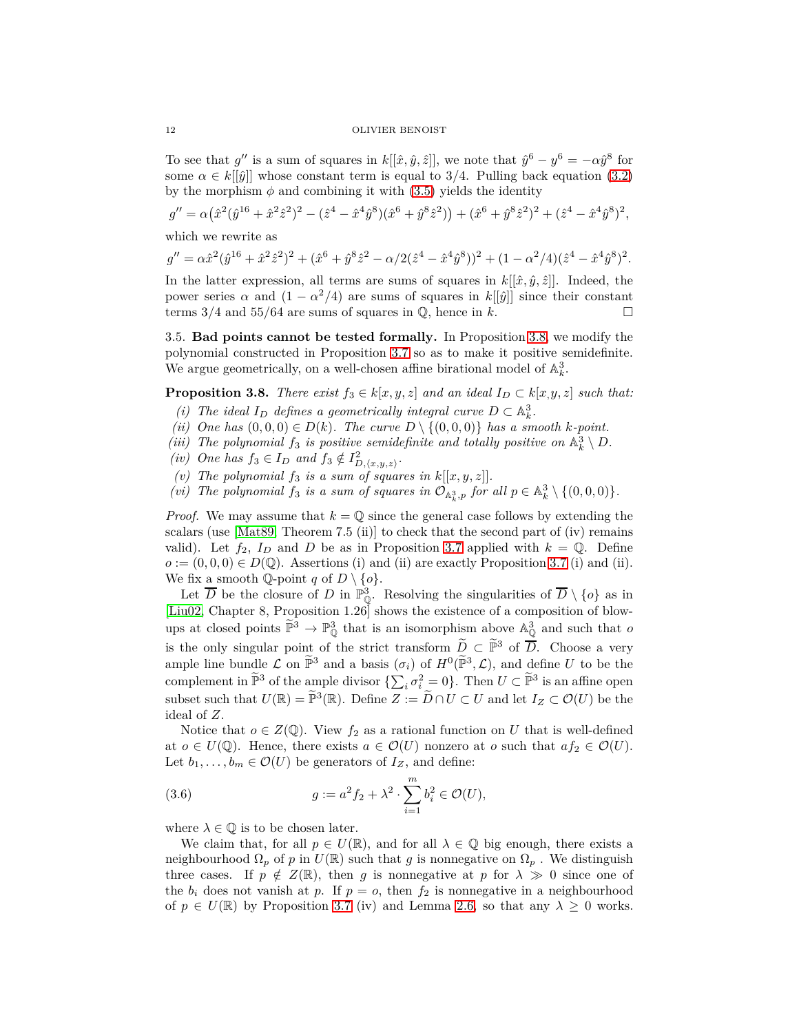To see that $g''$ is a sum of squares in $k[[\hat{x},\hat{y},\hat{z}]]$, we note that $\hat{y}^6 - y^6 = -\alpha\hat{y}^8$ for some $\alpha \in k[[\hat{y}]]$ whose constant term is equal to $3/4$. Pulling back equation (3.2) by the morphism $\phi$ and combining it with (3.5) yields the identity

$$g'' = \alpha\big(\hat{x}^2(\hat{y}^{16}+\hat{x}^2\hat{z}^2)^2 - (\hat{z}^4-\hat{x}^4\hat{y}^8)(\hat{x}^6+\hat{y}^8\hat{z}^2)\big) + (\hat{x}^6+\hat{y}^8\hat{z}^2)^2 + (\hat{z}^4-\hat{x}^4\hat{y}^8)^2,$$

which we rewrite as

$$g'' = \alpha\hat{x}^2(\hat{y}^{16}+\hat{x}^2\hat{z}^2)^2 + (\hat{x}^6+\hat{y}^8\hat{z}^2 - \alpha/2(\hat{z}^4-\hat{x}^4\hat{y}^8))^2 + (1-\alpha^2/4)(\hat{z}^4-\hat{x}^4\hat{y}^8)^2.$$

In the latter expression, all terms are sums of squares in $k[[\hat{x},\hat{y},\hat{z}]]$. Indeed, the power series $\alpha$ and $(1-\alpha^2/4)$ are sums of squares in $k[[\hat{y}]]$ since their constant terms $3/4$ and $55/64$ are sums of squares in $\mathbb{Q}$, hence in $k$. ☐

3.5. **Bad points cannot be tested formally.** In Proposition 3.8, we modify the polynomial constructed in Proposition 3.7 so as to make it positive semidefinite. We argue geometrically, on a well-chosen affine birational model of $\mathbb{A}^3_k$.

**Proposition 3.8.** *There exist $f_3 \in k[x,y,z]$ and an ideal $I_D \subset k[x,y,z]$ such that:*

*(i) The ideal $I_D$ defines a geometrically integral curve $D \subset \mathbb{A}^3_k$.*
*(ii) One has $(0,0,0) \in D(k)$. The curve $D \setminus \{(0,0,0)\}$ has a smooth $k$-point.*
*(iii) The polynomial $f_3$ is positive semidefinite and totally positive on $\mathbb{A}^3_k \setminus D$.*
*(iv) One has $f_3 \in I_D$ and $f_3 \notin I^2_{D,\langle x,y,z\rangle}$.*
*(v) The polynomial $f_3$ is a sum of squares in $k[[x,y,z]]$.*
*(vi) The polynomial $f_3$ is a sum of squares in $\mathcal{O}_{\mathbb{A}^3_k,p}$ for all $p \in \mathbb{A}^3_k \setminus \{(0,0,0)\}$.*

*Proof.* We may assume that $k=\mathbb{Q}$ since the general case follows by extending the scalars (use [Mat89, Theorem 7.5 (ii)] to check that the second part of (iv) remains valid). Let $f_2$, $I_D$ and $D$ be as in Proposition 3.7 applied with $k=\mathbb{Q}$. Define $o := (0,0,0) \in D(\mathbb{Q})$. Assertions (i) and (ii) are exactly Proposition 3.7 (i) and (ii). We fix a smooth $\mathbb{Q}$-point $q$ of $D \setminus \{o\}$.

Let $\overline{D}$ be the closure of $D$ in $\mathbb{P}^3_{\mathbb{Q}}$. Resolving the singularities of $\overline{D} \setminus \{o\}$ as in [Liu02, Chapter 8, Proposition 1.26] shows the existence of a composition of blow-ups at closed points $\widetilde{\mathbb{P}}^3 \to \mathbb{P}^3_{\mathbb{Q}}$ that is an isomorphism above $\mathbb{A}^3_{\mathbb{Q}}$ and such that $o$ is the only singular point of the strict transform $\widetilde{D} \subset \widetilde{\mathbb{P}}^3$ of $\overline{D}$. Choose a very ample line bundle $\mathcal{L}$ on $\widetilde{\mathbb{P}}^3$ and a basis $(\sigma_i)$ of $H^0(\widetilde{\mathbb{P}}^3,\mathcal{L})$, and define $U$ to be the complement in $\widetilde{\mathbb{P}}^3$ of the ample divisor $\{\sum_i \sigma_i^2 = 0\}$. Then $U \subset \widetilde{\mathbb{P}}^3$ is an affine open subset such that $U(\mathbb{R}) = \widetilde{\mathbb{P}}^3(\mathbb{R})$. Define $Z := \widetilde{D} \cap U \subset U$ and let $I_Z \subset \mathcal{O}(U)$ be the ideal of $Z$.

Notice that $o \in Z(\mathbb{Q})$. View $f_2$ as a rational function on $U$ that is well-defined at $o \in U(\mathbb{Q})$. Hence, there exists $a \in \mathcal{O}(U)$ nonzero at $o$ such that $af_2 \in \mathcal{O}(U)$. Let $b_1,\ldots,b_m \in \mathcal{O}(U)$ be generators of $I_Z$, and define:

$$g := a^2 f_2 + \lambda^2 \cdot \sum_{i=1}^m b_i^2 \in \mathcal{O}(U), \tag{3.6}$$

where $\lambda \in \mathbb{Q}$ is to be chosen later.

We claim that, for all $p \in U(\mathbb{R})$, and for all $\lambda \in \mathbb{Q}$ big enough, there exists a neighbourhood $\Omega_p$ of $p$ in $U(\mathbb{R})$ such that $g$ is nonnegative on $\Omega_p$. We distinguish three cases. If $p \notin Z(\mathbb{R})$, then $g$ is nonnegative at $p$ for $\lambda \gg 0$ since one of the $b_i$ does not vanish at $p$. If $p = o$, then $f_2$ is nonnegative in a neighbourhood of $p \in U(\mathbb{R})$ by Proposition 3.7 (iv) and Lemma 2.6, so that any $\lambda \geq 0$ works.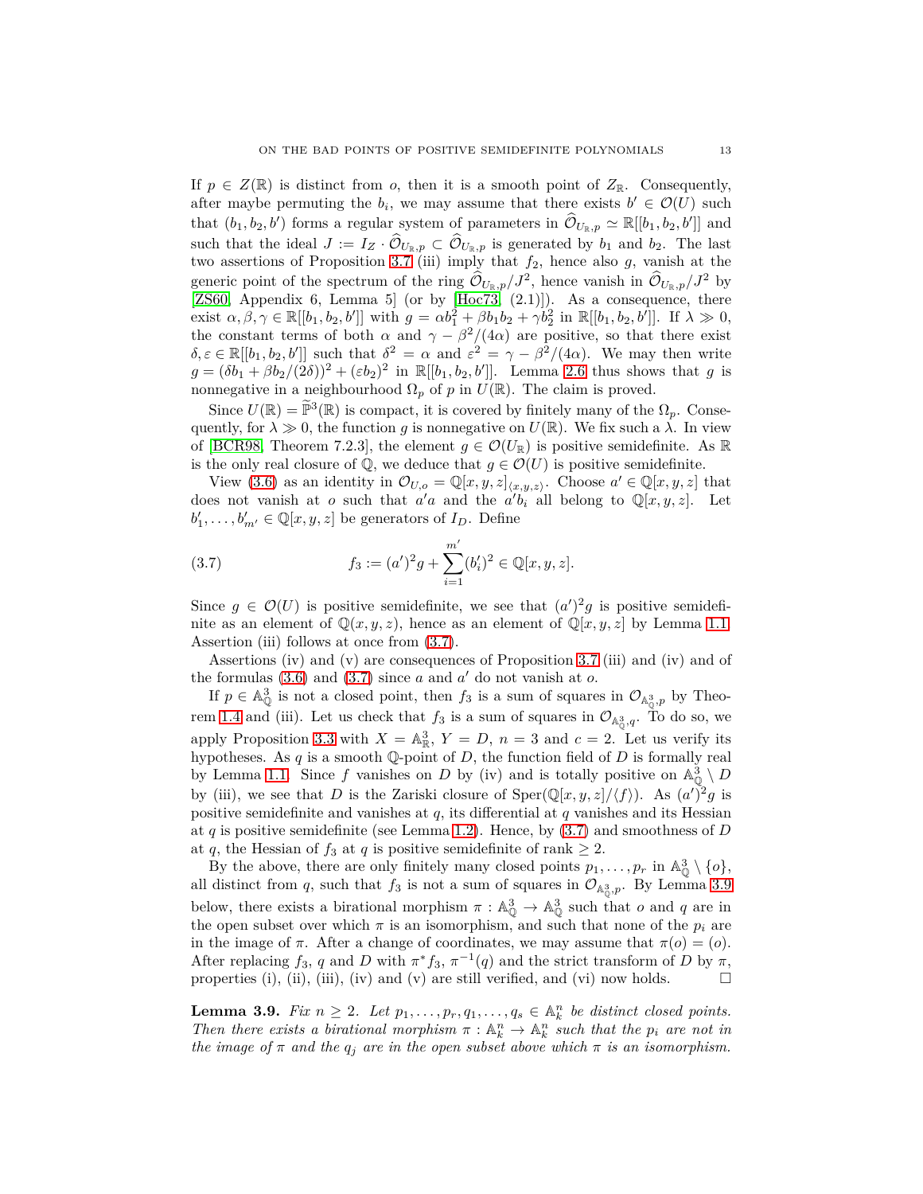If $p \in Z(\mathbb{R})$ is distinct from $o$, then it is a smooth point of $Z_{\mathbb{R}}$. Consequently, after maybe permuting the $b_i$, we may assume that there exists $b' \in \mathcal{O}(U)$ such that $(b_1, b_2, b')$ forms a regular system of parameters in $\widehat{\mathcal{O}}_{U_{\mathbb{R}},p} \simeq \mathbb{R}[[b_1, b_2, b']]$ and such that the ideal $J := I_Z \cdot \widehat{\mathcal{O}}_{U_{\mathbb{R}},p} \subset \widehat{\mathcal{O}}_{U_{\mathbb{R}},p}$ is generated by $b_1$ and $b_2$. The last two assertions of Proposition 3.7 (iii) imply that $f_2$, hence also $g$, vanish at the generic point of the spectrum of the ring $\widehat{\mathcal{O}}_{U_{\mathbb{R}},p}/J^2$, hence vanish in $\widehat{\mathcal{O}}_{U_{\mathbb{R}},p}/J^2$ by [ZS60, Appendix 6, Lemma 5] (or by [Hoc73, (2.1)]). As a consequence, there exist $\alpha, \beta, \gamma \in \mathbb{R}[[b_1, b_2, b']]$ with $g = \alpha b_1^2 + \beta b_1 b_2 + \gamma b_2^2$ in $\mathbb{R}[[b_1, b_2, b']]$. If $\lambda \gg 0$, the constant terms of both $\alpha$ and $\gamma - \beta^2/(4\alpha)$ are positive, so that there exist $\delta, \varepsilon \in \mathbb{R}[[b_1, b_2, b']]$ such that $\delta^2 = \alpha$ and $\varepsilon^2 = \gamma - \beta^2/(4\alpha)$. We may then write $g = (\delta b_1 + \beta b_2/(2\delta))^2 + (\varepsilon b_2)^2$ in $\mathbb{R}[[b_1, b_2, b']]$. Lemma 2.6 thus shows that $g$ is nonnegative in a neighbourhood $\Omega_p$ of $p$ in $U(\mathbb{R})$. The claim is proved.

Since $U(\mathbb{R}) = \widetilde{\mathbb{P}}^3(\mathbb{R})$ is compact, it is covered by finitely many of the $\Omega_p$. Consequently, for $\lambda \gg 0$, the function $g$ is nonnegative on $U(\mathbb{R})$. We fix such a $\lambda$. In view of [BCR98, Theorem 7.2.3], the element $g \in \mathcal{O}(U_{\mathbb{R}})$ is positive semidefinite. As $\mathbb{R}$ is the only real closure of $\mathbb{Q}$, we deduce that $g \in \mathcal{O}(U)$ is positive semidefinite.

View (3.6) as an identity in $\mathcal{O}_{U,o} = \mathbb{Q}[x,y,z]_{\langle x,y,z\rangle}$. Choose $a' \in \mathbb{Q}[x,y,z]$ that does not vanish at $o$ such that $a'a$ and the $a'b_i$ all belong to $\mathbb{Q}[x,y,z]$. Let $b'_1, \dots, b'_{m'} \in \mathbb{Q}[x,y,z]$ be generators of $I_D$. Define

$$f_3 := (a')^2 g + \sum_{i=1}^{m'} (b'_i)^2 \in \mathbb{Q}[x,y,z]. \tag{3.7}$$

Since $g \in \mathcal{O}(U)$ is positive semidefinite, we see that $(a')^2 g$ is positive semidefinite as an element of $\mathbb{Q}(x,y,z)$, hence as an element of $\mathbb{Q}[x,y,z]$ by Lemma 1.1. Assertion (iii) follows at once from (3.7).

Assertions (iv) and (v) are consequences of Proposition 3.7 (iii) and (iv) and of the formulas (3.6) and (3.7) since $a$ and $a'$ do not vanish at $o$.

If $p \in \mathbb{A}^3_{\mathbb{Q}}$ is not a closed point, then $f_3$ is a sum of squares in $\mathcal{O}_{\mathbb{A}^3_{\mathbb{Q}},p}$ by Theorem 1.4 and (iii). Let us check that $f_3$ is a sum of squares in $\mathcal{O}_{\mathbb{A}^3_{\mathbb{Q}},q}$. To do so, we apply Proposition 3.3 with $X = \mathbb{A}^3_{\mathbb{R}}$, $Y = D$, $n = 3$ and $c = 2$. Let us verify its hypotheses. As $q$ is a smooth $\mathbb{Q}$-point of $D$, the function field of $D$ is formally real by Lemma 1.1. Since $f$ vanishes on $D$ by (iv) and is totally positive on $\mathbb{A}^3_{\mathbb{Q}} \setminus D$ by (iii), we see that $D$ is the Zariski closure of $\mathrm{Sper}(\mathbb{Q}[x,y,z]/\langle f\rangle)$. As $(a')^2 g$ is positive semidefinite and vanishes at $q$, its differential at $q$ vanishes and its Hessian at $q$ is positive semidefinite (see Lemma 1.2). Hence, by (3.7) and smoothness of $D$ at $q$, the Hessian of $f_3$ at $q$ is positive semidefinite of rank $\geq 2$.

By the above, there are only finitely many closed points $p_1, \dots, p_r$ in $\mathbb{A}^3_{\mathbb{Q}} \setminus \{o\}$, all distinct from $q$, such that $f_3$ is not a sum of squares in $\mathcal{O}_{\mathbb{A}^3_{\mathbb{Q}},p}$. By Lemma 3.9 below, there exists a birational morphism $\pi : \mathbb{A}^3_{\mathbb{Q}} \to \mathbb{A}^3_{\mathbb{Q}}$ such that $o$ and $q$ are in the open subset over which $\pi$ is an isomorphism, and such that none of the $p_i$ are in the image of $\pi$. After a change of coordinates, we may assume that $\pi(o) = (o)$. After replacing $f_3$, $q$ and $D$ with $\pi^* f_3$, $\pi^{-1}(q)$ and the strict transform of $D$ by $\pi$, properties (i), (ii), (iii), (iv) and (v) are still verified, and (vi) now holds. $\square$

**Lemma 3.9.** *Fix $n \geq 2$. Let $p_1, \dots, p_r, q_1, \dots, q_s \in \mathbb{A}^n_k$ be distinct closed points. Then there exists a birational morphism $\pi : \mathbb{A}^n_k \to \mathbb{A}^n_k$ such that the $p_i$ are not in the image of $\pi$ and the $q_j$ are in the open subset above which $\pi$ is an isomorphism.*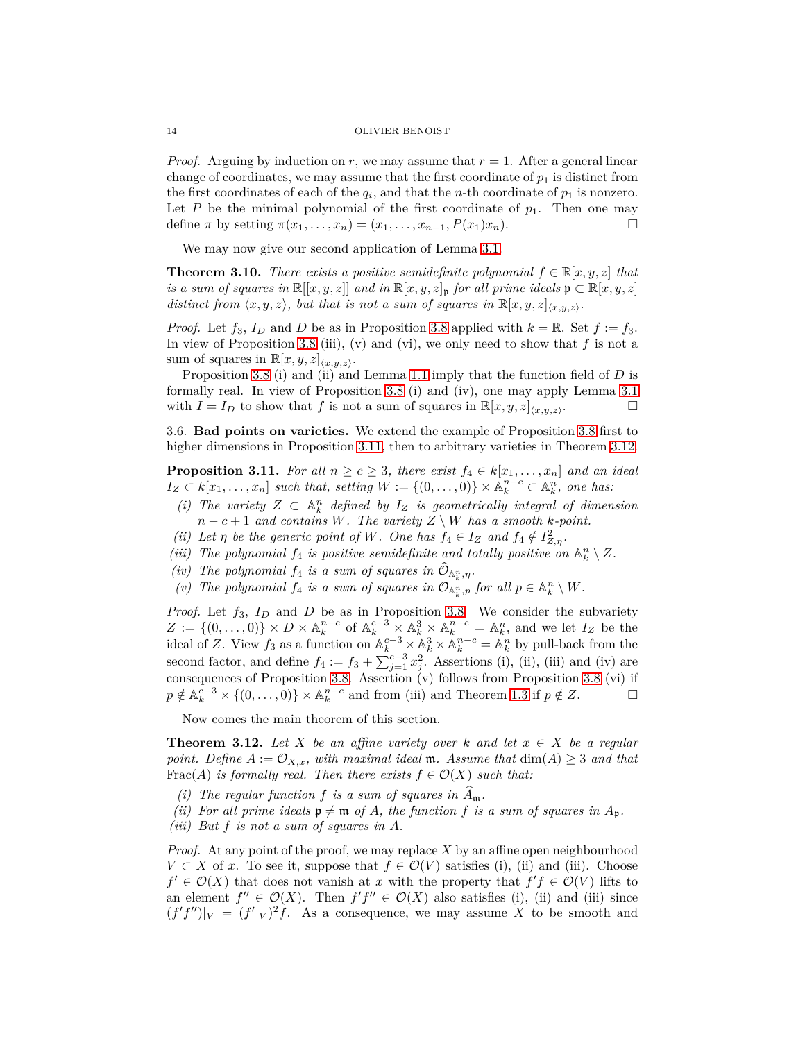*Proof.* Arguing by induction on $r$, we may assume that $r = 1$. After a general linear change of coordinates, we may assume that the first coordinate of $p_1$ is distinct from the first coordinates of each of the $q_i$, and that the $n$-th coordinate of $p_1$ is nonzero. Let $P$ be the minimal polynomial of the first coordinate of $p_1$. Then one may define $\pi$ by setting $\pi(x_1, \dots, x_n) = (x_1, \dots, x_{n-1}, P(x_1)x_n)$. □

We may now give our second application of Lemma 3.1.

**Theorem 3.10.** *There exists a positive semidefinite polynomial $f \in \mathbb{R}[x, y, z]$ that is a sum of squares in $\mathbb{R}[[x, y, z]]$ and in $\mathbb{R}[x, y, z]_{\mathfrak{p}}$ for all prime ideals $\mathfrak{p} \subset \mathbb{R}[x, y, z]$ distinct from $\langle x, y, z\rangle$, but that is not a sum of squares in $\mathbb{R}[x, y, z]_{\langle x,y,z\rangle}$.*

*Proof.* Let $f_3$, $I_D$ and $D$ be as in Proposition 3.8 applied with $k = \mathbb{R}$. Set $f := f_3$. In view of Proposition 3.8 (iii), (v) and (vi), we only need to show that $f$ is not a sum of squares in $\mathbb{R}[x, y, z]_{\langle x,y,z\rangle}$.

Proposition 3.8 (i) and (ii) and Lemma 1.1 imply that the function field of $D$ is formally real. In view of Proposition 3.8 (i) and (iv), one may apply Lemma 3.1 with $I = I_D$ to show that $f$ is not a sum of squares in $\mathbb{R}[x, y, z]_{\langle x,y,z\rangle}$. □

3.6. **Bad points on varieties.** We extend the example of Proposition 3.8 first to higher dimensions in Proposition 3.11, then to arbitrary varieties in Theorem 3.12.

**Proposition 3.11.** *For all $n \geq c \geq 3$, there exist $f_4 \in k[x_1, \dots, x_n]$ and an ideal $I_Z \subset k[x_1, \dots, x_n]$ such that, setting $W := \{(0, \dots, 0)\} \times \mathbb{A}^{n-c}_k \subset \mathbb{A}^n_k$, one has:*

- *(i) The variety $Z \subset \mathbb{A}^n_k$ defined by $I_Z$ is geometrically integral of dimension $n - c + 1$ and contains $W$. The variety $Z \setminus W$ has a smooth $k$-point.*
- *(ii) Let $\eta$ be the generic point of $W$. One has $f_4 \in I_Z$ and $f_4 \notin I^2_{Z,\eta}$.*
- *(iii) The polynomial $f_4$ is positive semidefinite and totally positive on $\mathbb{A}^n_k \setminus Z$.*
- *(iv) The polynomial $f_4$ is a sum of squares in $\widehat{\mathcal{O}}_{\mathbb{A}^n_k,\eta}$.*
- *(v) The polynomial $f_4$ is a sum of squares in $\mathcal{O}_{\mathbb{A}^n_k,p}$ for all $p \in \mathbb{A}^n_k \setminus W$.*

*Proof.* Let $f_3$, $I_D$ and $D$ be as in Proposition 3.8. We consider the subvariety $Z := \{(0, \dots, 0)\} \times D \times \mathbb{A}^{n-c}_k$ of $\mathbb{A}^{c-3}_k \times \mathbb{A}^3_k \times \mathbb{A}^{n-c}_k = \mathbb{A}^n_k$, and we let $I_Z$ be the ideal of $Z$. View $f_3$ as a function on $\mathbb{A}^{c-3}_k \times \mathbb{A}^3_k \times \mathbb{A}^{n-c}_k = \mathbb{A}^n_k$ by pull-back from the second factor, and define $f_4 := f_3 + \sum_{j=1}^{c-3} x_j^2$. Assertions (i), (ii), (iii) and (iv) are consequences of Proposition 3.8. Assertion (v) follows from Proposition 3.8 (vi) if $p \notin \mathbb{A}^{c-3}_k \times \{(0, \dots, 0)\} \times \mathbb{A}^{n-c}_k$ and from (iii) and Theorem 1.3 if $p \notin Z$. □

Now comes the main theorem of this section.

**Theorem 3.12.** *Let $X$ be an affine variety over $k$ and let $x \in X$ be a regular point. Define $A := \mathcal{O}_{X,x}$, with maximal ideal $\mathfrak{m}$. Assume that $\dim(A) \geq 3$ and that $\mathrm{Frac}(A)$ is formally real. Then there exists $f \in \mathcal{O}(X)$ such that:*

- *(i) The regular function $f$ is a sum of squares in $\widehat{A}_{\mathfrak{m}}$.*
- *(ii) For all prime ideals $\mathfrak{p} \neq \mathfrak{m}$ of $A$, the function $f$ is a sum of squares in $A_{\mathfrak{p}}$.*
- *(iii) But $f$ is not a sum of squares in $A$.*

*Proof.* At any point of the proof, we may replace $X$ by an affine open neighbourhood $V \subset X$ of $x$. To see it, suppose that $f \in \mathcal{O}(V)$ satisfies (i), (ii) and (iii). Choose $f' \in \mathcal{O}(X)$ that does not vanish at $x$ with the property that $f'f \in \mathcal{O}(V)$ lifts to an element $f'' \in \mathcal{O}(X)$. Then $f'f'' \in \mathcal{O}(X)$ also satisfies (i), (ii) and (iii) since $(f'f'')|_V = (f'|_V)^2 f$. As a consequence, we may assume $X$ to be smooth and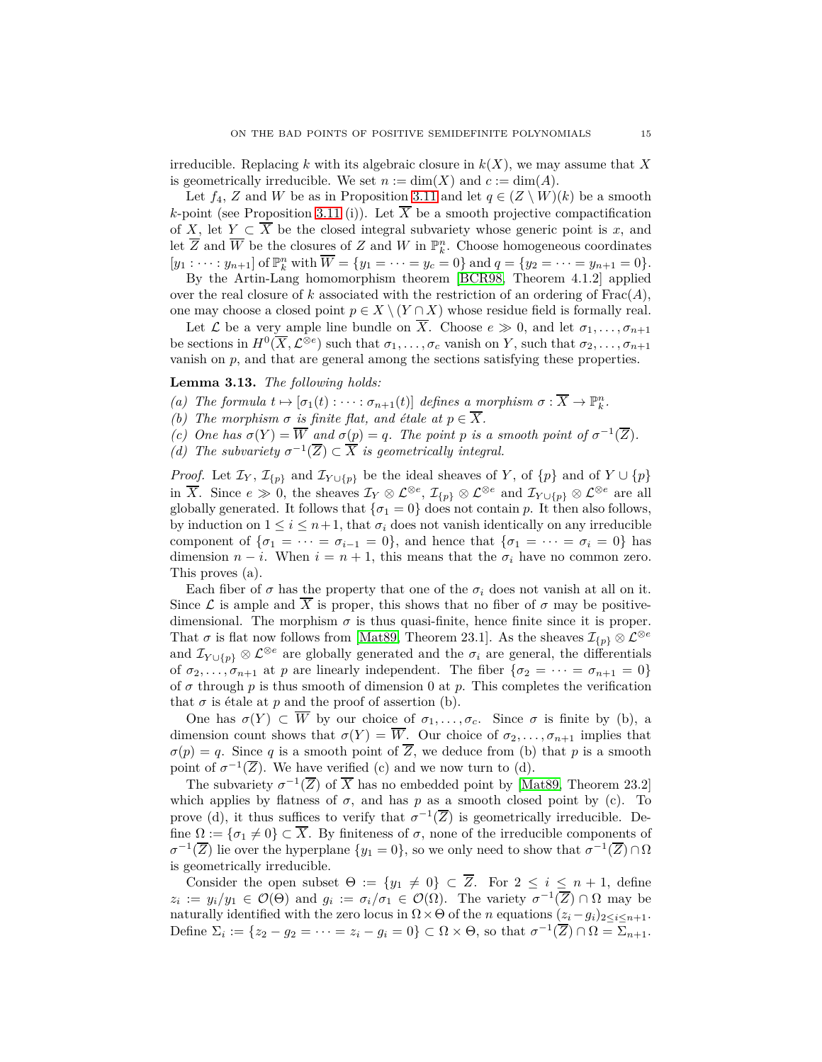irreducible. Replacing $k$ with its algebraic closure in $k(X)$, we may assume that $X$ is geometrically irreducible. We set $n := \dim(X)$ and $c := \dim(A)$.

Let $f_4$, $Z$ and $W$ be as in Proposition 3.11 and let $q \in (Z \setminus W)(k)$ be a smooth $k$-point (see Proposition 3.11 (i)). Let $\overline{X}$ be a smooth projective compactification of $X$, let $Y \subset \overline{X}$ be the closed integral subvariety whose generic point is $x$, and let $\overline{Z}$ and $\overline{W}$ be the closures of $Z$ and $W$ in $\mathbb{P}^n_k$. Choose homogeneous coordinates $[y_1 : \dots : y_{n+1}]$ of $\mathbb{P}^n_k$ with $\overline{W} = \{y_1 = \dots = y_c = 0\}$ and $q = \{y_2 = \dots = y_{n+1} = 0\}$.

By the Artin-Lang homomorphism theorem [BCR98, Theorem 4.1.2] applied over the real closure of $k$ associated with the restriction of an ordering of $\mathrm{Frac}(A)$, one may choose a closed point $p \in X \setminus (Y \cap X)$ whose residue field is formally real.

Let $\mathcal{L}$ be a very ample line bundle on $\overline{X}$. Choose $e \gg 0$, and let $\sigma_1, \dots, \sigma_{n+1}$ be sections in $H^0(\overline{X}, \mathcal{L}^{\otimes e})$ such that $\sigma_1, \dots, \sigma_c$ vanish on $Y$, such that $\sigma_2, \dots, \sigma_{n+1}$ vanish on $p$, and that are general among the sections satisfying these properties.

**Lemma 3.13.** *The following holds:*

*(a) The formula $t \mapsto [\sigma_1(t) : \dots : \sigma_{n+1}(t)]$ defines a morphism $\sigma : \overline{X} \to \mathbb{P}^n_k$.*
*(b) The morphism $\sigma$ is finite flat, and étale at $p \in \overline{X}$.*
*(c) One has $\sigma(Y) = \overline{W}$ and $\sigma(p) = q$. The point $p$ is a smooth point of $\sigma^{-1}(\overline{Z})$.*
*(d) The subvariety $\sigma^{-1}(\overline{Z}) \subset \overline{X}$ is geometrically integral.*

*Proof.* Let $\mathcal{I}_Y$, $\mathcal{I}_{\{p\}}$ and $\mathcal{I}_{Y \cup \{p\}}$ be the ideal sheaves of $Y$, of $\{p\}$ and of $Y \cup \{p\}$ in $\overline{X}$. Since $e \gg 0$, the sheaves $\mathcal{I}_Y \otimes \mathcal{L}^{\otimes e}$, $\mathcal{I}_{\{p\}} \otimes \mathcal{L}^{\otimes e}$ and $\mathcal{I}_{Y \cup \{p\}} \otimes \mathcal{L}^{\otimes e}$ are all globally generated. It follows that $\{\sigma_1 = 0\}$ does not contain $p$. It then also follows, by induction on $1 \leq i \leq n+1$, that $\sigma_i$ does not vanish identically on any irreducible component of $\{\sigma_1 = \dots = \sigma_{i-1} = 0\}$, and hence that $\{\sigma_1 = \dots = \sigma_i = 0\}$ has dimension $n - i$. When $i = n+1$, this means that the $\sigma_i$ have no common zero. This proves (a).

Each fiber of $\sigma$ has the property that one of the $\sigma_i$ does not vanish at all on it. Since $\mathcal{L}$ is ample and $\overline{X}$ is proper, this shows that no fiber of $\sigma$ may be positive-dimensional. The morphism $\sigma$ is thus quasi-finite, hence finite since it is proper. That $\sigma$ is flat now follows from [Mat89, Theorem 23.1]. As the sheaves $\mathcal{I}_{\{p\}} \otimes \mathcal{L}^{\otimes e}$ and $\mathcal{I}_{Y \cup \{p\}} \otimes \mathcal{L}^{\otimes e}$ are globally generated and the $\sigma_i$ are general, the differentials of $\sigma_2, \dots, \sigma_{n+1}$ at $p$ are linearly independent. The fiber $\{\sigma_2 = \dots = \sigma_{n+1} = 0\}$ of $\sigma$ through $p$ is thus smooth of dimension 0 at $p$. This completes the verification that $\sigma$ is étale at $p$ and the proof of assertion (b).

One has $\sigma(Y) \subset \overline{W}$ by our choice of $\sigma_1, \dots, \sigma_c$. Since $\sigma$ is finite by (b), a dimension count shows that $\sigma(Y) = \overline{W}$. Our choice of $\sigma_2, \dots, \sigma_{n+1}$ implies that $\sigma(p) = q$. Since $q$ is a smooth point of $\overline{Z}$, we deduce from (b) that $p$ is a smooth point of $\sigma^{-1}(\overline{Z})$. We have verified (c) and we now turn to (d).

The subvariety $\sigma^{-1}(\overline{Z})$ of $\overline{X}$ has no embedded point by [Mat89, Theorem 23.2] which applies by flatness of $\sigma$, and has $p$ as a smooth closed point by (c). To prove (d), it thus suffices to verify that $\sigma^{-1}(\overline{Z})$ is geometrically irreducible. Define $\Omega := \{\sigma_1 \neq 0\} \subset \overline{X}$. By finiteness of $\sigma$, none of the irreducible components of $\sigma^{-1}(\overline{Z})$ lie over the hyperplane $\{y_1 = 0\}$, so we only need to show that $\sigma^{-1}(\overline{Z}) \cap \Omega$ is geometrically irreducible.

Consider the open subset $\Theta := \{y_1 \neq 0\} \subset \overline{Z}$. For $2 \leq i \leq n+1$, define $z_i := y_i/y_1 \in \mathcal{O}(\Theta)$ and $g_i := \sigma_i/\sigma_1 \in \mathcal{O}(\Omega)$. The variety $\sigma^{-1}(\overline{Z}) \cap \Omega$ may be naturally identified with the zero locus in $\Omega \times \Theta$ of the $n$ equations $(z_i - g_i)_{2 \leq i \leq n+1}$. Define $\Sigma_i := \{z_2 - g_2 = \dots = z_i - g_i = 0\} \subset \Omega \times \Theta$, so that $\sigma^{-1}(\overline{Z}) \cap \Omega = \Sigma_{n+1}$.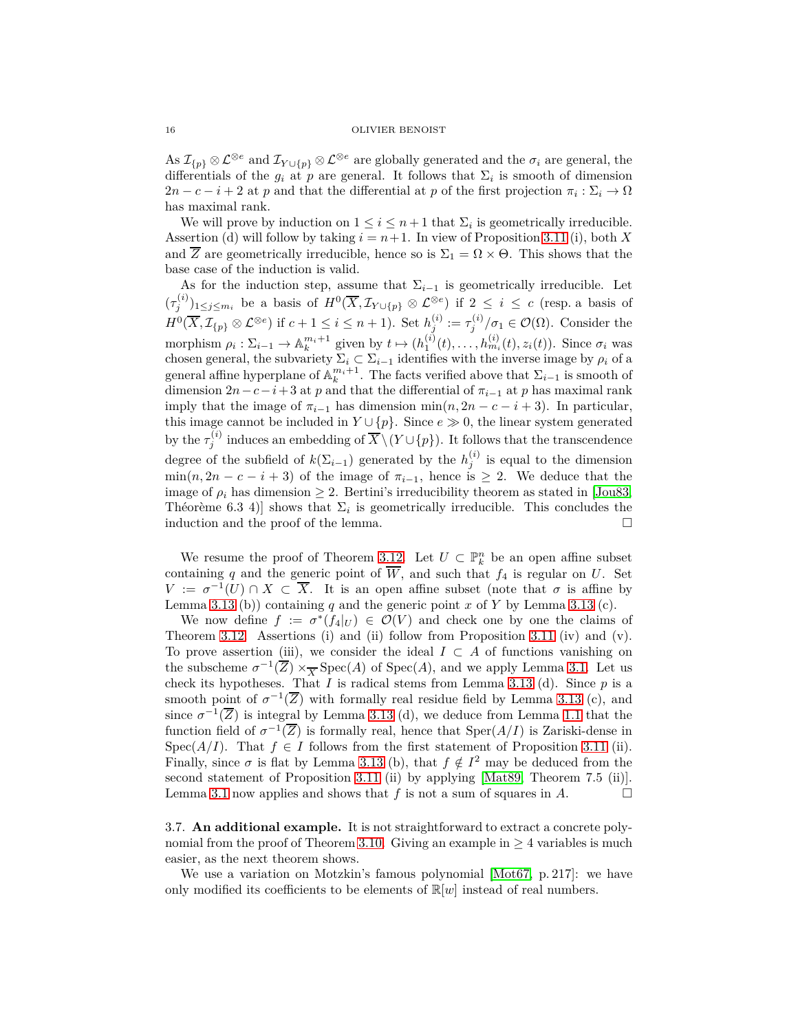As $\mathcal{I}_{\{p\}} \otimes \mathcal{L}^{\otimes e}$ and $\mathcal{I}_{Y\cup\{p\}} \otimes \mathcal{L}^{\otimes e}$ are globally generated and the $\sigma_i$ are general, the differentials of the $g_i$ at $p$ are general. It follows that $\Sigma_i$ is smooth of dimension $2n-c-i+2$ at $p$ and that the differential at $p$ of the first projection $\pi_i : \Sigma_i \to \Omega$ has maximal rank.

We will prove by induction on $1 \leq i \leq n+1$ that $\Sigma_i$ is geometrically irreducible. Assertion (d) will follow by taking $i = n+1$. In view of Proposition 3.11 (i), both $X$ and $\overline{Z}$ are geometrically irreducible, hence so is $\Sigma_1 = \Omega \times \Theta$. This shows that the base case of the induction is valid.

As for the induction step, assume that $\Sigma_{i-1}$ is geometrically irreducible. Let $(\tau_j^{(i)})_{1\leq j\leq m_i}$ be a basis of $H^0(\overline{X}, \mathcal{I}_{Y\cup\{p\}} \otimes \mathcal{L}^{\otimes e})$ if $2 \leq i \leq c$ (resp. a basis of $H^0(\overline{X}, \mathcal{I}_{\{p\}} \otimes \mathcal{L}^{\otimes e})$ if $c+1 \leq i \leq n+1$). Set $h_j^{(i)} := \tau_j^{(i)}/\sigma_1 \in \mathcal{O}(\Omega)$. Consider the morphism $\rho_i : \Sigma_{i-1} \to \mathbb{A}_k^{m_i+1}$ given by $t \mapsto (h_1^{(i)}(t), \dots, h_{m_i}^{(i)}(t), z_i(t))$. Since $\sigma_i$ was chosen general, the subvariety $\Sigma_i \subset \Sigma_{i-1}$ identifies with the inverse image by $\rho_i$ of a general affine hyperplane of $\mathbb{A}_k^{m_i+1}$. The facts verified above that $\Sigma_{i-1}$ is smooth of dimension $2n-c-i+3$ at $p$ and that the differential of $\pi_{i-1}$ at $p$ has maximal rank imply that the image of $\pi_{i-1}$ has dimension $\min(n, 2n-c-i+3)$. In particular, this image cannot be included in $Y \cup \{p\}$. Since $e \gg 0$, the linear system generated by the $\tau_j^{(i)}$ induces an embedding of $\overline{X} \setminus (Y \cup \{p\})$. It follows that the transcendence degree of the subfield of $k(\Sigma_{i-1})$ generated by the $h_j^{(i)}$ is equal to the dimension $\min(n, 2n-c-i+3)$ of the image of $\pi_{i-1}$, hence is $\geq 2$. We deduce that the image of $\rho_i$ has dimension $\geq 2$. Bertini's irreducibility theorem as stated in [Jou83, Théorème 6.3 4)] shows that $\Sigma_i$ is geometrically irreducible. This concludes the induction and the proof of the lemma. $\square$

We resume the proof of Theorem 3.12. Let $U \subset \mathbb{P}_k^n$ be an open affine subset containing $q$ and the generic point of $\overline{W}$, and such that $f_4$ is regular on $U$. Set $V := \sigma^{-1}(U) \cap X \subset \overline{X}$. It is an open affine subset (note that $\sigma$ is affine by Lemma 3.13 (b)) containing $q$ and the generic point $x$ of $Y$ by Lemma 3.13 (c).

We now define $f := \sigma^*(f_4|_U) \in \mathcal{O}(V)$ and check one by one the claims of Theorem 3.12. Assertions (i) and (ii) follow from Proposition 3.11 (iv) and (v). To prove assertion (iii), we consider the ideal $I \subset A$ of functions vanishing on the subscheme $\sigma^{-1}(\overline{Z}) \times_{\overline{X}} \mathrm{Spec}(A)$ of $\mathrm{Spec}(A)$, and we apply Lemma 3.1. Let us check its hypotheses. That $I$ is radical stems from Lemma 3.13 (d). Since $p$ is a smooth point of $\sigma^{-1}(\overline{Z})$ with formally real residue field by Lemma 3.13 (c), and since $\sigma^{-1}(\overline{Z})$ is integral by Lemma 3.13 (d), we deduce from Lemma 1.1 that the function field of $\sigma^{-1}(\overline{Z})$ is formally real, hence that $\mathrm{Sper}(A/I)$ is Zariski-dense in $\mathrm{Spec}(A/I)$. That $f \in I$ follows from the first statement of Proposition 3.11 (ii). Finally, since $\sigma$ is flat by Lemma 3.13 (b), that $f \notin I^2$ may be deduced from the second statement of Proposition 3.11 (ii) by applying [Mat89, Theorem 7.5 (ii)]. Lemma 3.1 now applies and shows that $f$ is not a sum of squares in $A$. $\square$

### 3.7. An additional example.

It is not straightforward to extract a concrete polynomial from the proof of Theorem 3.10. Giving an example in $\geq 4$ variables is much easier, as the next theorem shows.

We use a variation on Motzkin's famous polynomial [Mot67, p. 217]: we have only modified its coefficients to be elements of $\mathbb{R}[w]$ instead of real numbers.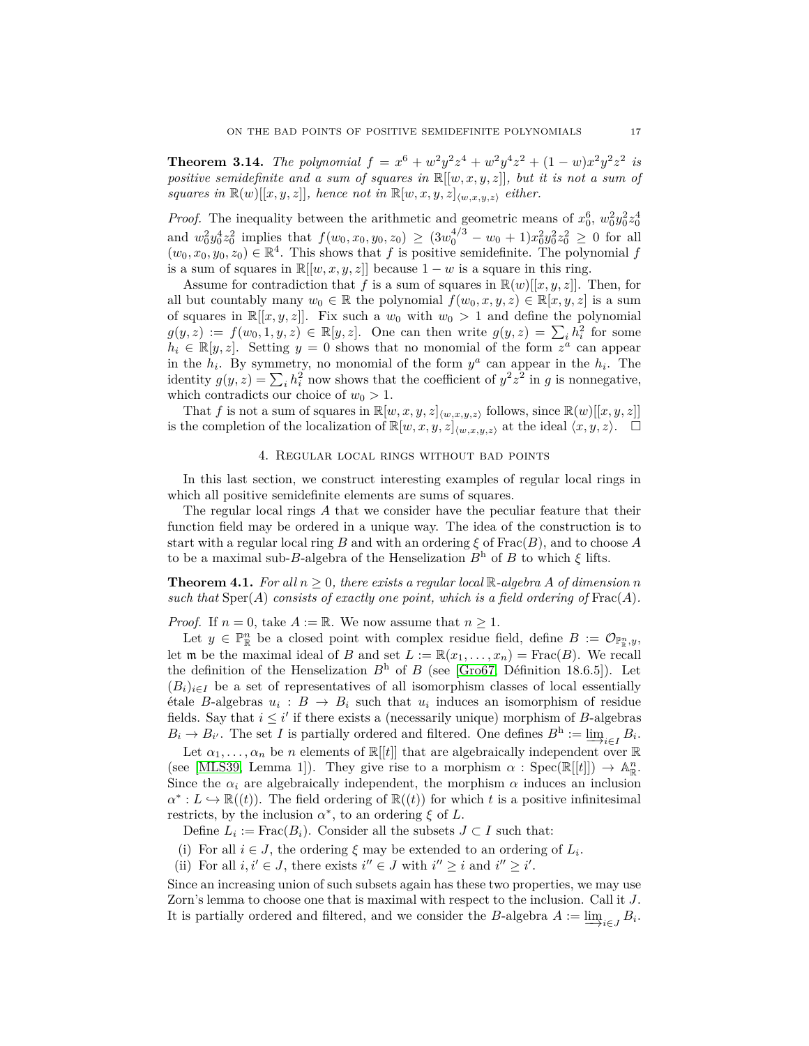**Theorem 3.14.** *The polynomial $f = x^6 + w^2y^2z^4 + w^2y^4z^2 + (1-w)x^2y^2z^2$ is positive semidefinite and a sum of squares in $\mathbb{R}[[w,x,y,z]]$, but it is not a sum of squares in $\mathbb{R}(w)[[x,y,z]]$, hence not in $\mathbb{R}[w,x,y,z]_{\langle w,x,y,z\rangle}$ either.*

*Proof.* The inequality between the arithmetic and geometric means of $x_0^6$, $w_0^2y_0^2z_0^4$ and $w_0^2y_0^4z_0^2$ implies that $f(w_0,x_0,y_0,z_0) \geq (3w_0^{4/3} - w_0 + 1)x_0^2y_0^2z_0^2 \geq 0$ for all $(w_0,x_0,y_0,z_0) \in \mathbb{R}^4$. This shows that $f$ is positive semidefinite. The polynomial $f$ is a sum of squares in $\mathbb{R}[[w,x,y,z]]$ because $1-w$ is a square in this ring.

Assume for contradiction that $f$ is a sum of squares in $\mathbb{R}(w)[[x,y,z]]$. Then, for all but countably many $w_0 \in \mathbb{R}$ the polynomial $f(w_0,x,y,z) \in \mathbb{R}[x,y,z]$ is a sum of squares in $\mathbb{R}[[x,y,z]]$. Fix such a $w_0$ with $w_0 > 1$ and define the polynomial $g(y,z) := f(w_0,1,y,z) \in \mathbb{R}[y,z]$. One can then write $g(y,z) = \sum_i h_i^2$ for some $h_i \in \mathbb{R}[y,z]$. Setting $y = 0$ shows that no monomial of the form $z^a$ can appear in the $h_i$. By symmetry, no monomial of the form $y^a$ can appear in the $h_i$. The identity $g(y,z) = \sum_i h_i^2$ now shows that the coefficient of $y^2z^2$ in $g$ is nonnegative, which contradicts our choice of $w_0 > 1$.

That $f$ is not a sum of squares in $\mathbb{R}[w,x,y,z]_{\langle w,x,y,z\rangle}$ follows, since $\mathbb{R}(w)[[x,y,z]]$ is the completion of the localization of $\mathbb{R}[w,x,y,z]_{\langle w,x,y,z\rangle}$ at the ideal $\langle x,y,z\rangle$. $\square$

## 4. Regular local rings without bad points

In this last section, we construct interesting examples of regular local rings in which all positive semidefinite elements are sums of squares.

The regular local rings $A$ that we consider have the peculiar feature that their function field may be ordered in a unique way. The idea of the construction is to start with a regular local ring $B$ and with an ordering $\xi$ of $\mathrm{Frac}(B)$, and to choose $A$ to be a maximal sub-$B$-algebra of the Henselization $B^{\mathrm{h}}$ of $B$ to which $\xi$ lifts.

**Theorem 4.1.** *For all $n \geq 0$, there exists a regular local $\mathbb{R}$-algebra $A$ of dimension $n$ such that $\mathrm{Sper}(A)$ consists of exactly one point, which is a field ordering of $\mathrm{Frac}(A)$.*

*Proof.* If $n = 0$, take $A := \mathbb{R}$. We now assume that $n \geq 1$.

Let $y \in \mathbb{P}^n_{\mathbb{R}}$ be a closed point with complex residue field, define $B := \mathcal{O}_{\mathbb{P}^n_{\mathbb{R}},y}$, let $\mathfrak{m}$ be the maximal ideal of $B$ and set $L := \mathbb{R}(x_1,\ldots,x_n) = \mathrm{Frac}(B)$. We recall the definition of the Henselization $B^{\mathrm{h}}$ of $B$ (see [Gro67, Définition 18.6.5]). Let $(B_i)_{i\in I}$ be a set of representatives of all isomorphism classes of local essentially étale $B$-algebras $u_i : B \to B_i$ such that $u_i$ induces an isomorphism of residue fields. Say that $i \leq i'$ if there exists a (necessarily unique) morphism of $B$-algebras $B_i \to B_{i'}$. The set $I$ is partially ordered and filtered. One defines $B^{\mathrm{h}} := \varinjlim_{i\in I} B_i$.

Let $\alpha_1,\ldots,\alpha_n$ be $n$ elements of $\mathbb{R}[[t]]$ that are algebraically independent over $\mathbb{R}$ (see [MLS39, Lemma 1]). They give rise to a morphism $\alpha : \mathrm{Spec}(\mathbb{R}[[t]]) \to \mathbb{A}^n_{\mathbb{R}}$. Since the $\alpha_i$ are algebraically independent, the morphism $\alpha$ induces an inclusion $\alpha^* : L \hookrightarrow \mathbb{R}((t))$. The field ordering of $\mathbb{R}((t))$ for which $t$ is a positive infinitesimal restricts, by the inclusion $\alpha^*$, to an ordering $\xi$ of $L$.

Define $L_i := \mathrm{Frac}(B_i)$. Consider all the subsets $J \subset I$ such that:

(i) For all $i \in J$, the ordering $\xi$ may be extended to an ordering of $L_i$.
(ii) For all $i, i' \in J$, there exists $i'' \in J$ with $i'' \geq i$ and $i'' \geq i'$.

Since an increasing union of such subsets again has these two properties, we may use Zorn's lemma to choose one that is maximal with respect to the inclusion. Call it $J$. It is partially ordered and filtered, and we consider the $B$-algebra $A := \varinjlim_{i\in J} B_i$.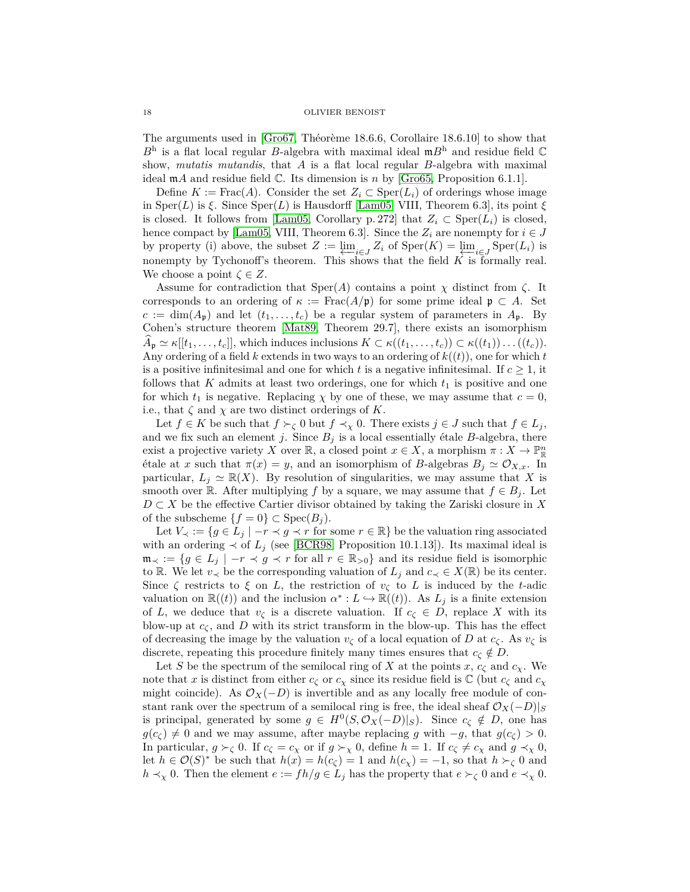The arguments used in [Gro67, Théorème 18.6.6, Corollaire 18.6.10] to show that $B^{\mathrm{h}}$ is a flat local regular $B$-algebra with maximal ideal $\mathfrak{m}B^{\mathrm{h}}$ and residue field $\mathbb{C}$ show, *mutatis mutandis*, that $A$ is a flat local regular $B$-algebra with maximal ideal $\mathfrak{m}A$ and residue field $\mathbb{C}$. Its dimension is $n$ by [Gro65, Proposition 6.1.1].

Define $K := \mathrm{Frac}(A)$. Consider the set $Z_i \subset \mathrm{Sper}(L_i)$ of orderings whose image in $\mathrm{Sper}(L)$ is $\xi$. Since $\mathrm{Sper}(L)$ is Hausdorff [Lam05, VIII, Theorem 6.3], its point $\xi$ is closed. It follows from [Lam05, Corollary p. 272] that $Z_i \subset \mathrm{Sper}(L_i)$ is closed, hence compact by [Lam05, VIII, Theorem 6.3]. Since the $Z_i$ are nonempty for $i \in J$ by property (i) above, the subset $Z := \varprojlim_{i\in J} Z_i$ of $\mathrm{Sper}(K) = \varprojlim_{i\in J} \mathrm{Sper}(L_i)$ is nonempty by Tychonoff's theorem. This shows that the field $K$ is formally real. We choose a point $\zeta \in Z$.

Assume for contradiction that $\mathrm{Sper}(A)$ contains a point $\chi$ distinct from $\zeta$. It corresponds to an ordering of $\kappa := \mathrm{Frac}(A/\mathfrak{p})$ for some prime ideal $\mathfrak{p} \subset A$. Set $c := \dim(A_{\mathfrak{p}})$ and let $(t_1, \ldots, t_c)$ be a regular system of parameters in $A_{\mathfrak{p}}$. By Cohen's structure theorem [Mat89, Theorem 29.7], there exists an isomorphism $\widehat{A}_{\mathfrak{p}} \simeq \kappa[[t_1, \ldots, t_c]]$, which induces inclusions $K \subset \kappa((t_1, \ldots, t_c)) \subset \kappa((t_1)) \ldots ((t_c))$. Any ordering of a field $k$ extends in two ways to an ordering of $k((t))$, one for which $t$ is a positive infinitesimal and one for which $t$ is a negative infinitesimal. If $c \geq 1$, it follows that $K$ admits at least two orderings, one for which $t_1$ is positive and one for which $t_1$ is negative. Replacing $\chi$ by one of these, we may assume that $c = 0$, i.e., that $\zeta$ and $\chi$ are two distinct orderings of $K$.

Let $f \in K$ be such that $f \succ_\zeta 0$ but $f \prec_\chi 0$. There exists $j \in J$ such that $f \in L_j$, and we fix such an element $j$. Since $B_j$ is a local essentially étale $B$-algebra, there exist a projective variety $X$ over $\mathbb{R}$, a closed point $x \in X$, a morphism $\pi : X \to \mathbb{P}^n_{\mathbb{R}}$ étale at $x$ such that $\pi(x) = y$, and an isomorphism of $B$-algebras $B_j \simeq \mathcal{O}_{X,x}$. In particular, $L_j \simeq \mathbb{R}(X)$. By resolution of singularities, we may assume that $X$ is smooth over $\mathbb{R}$. After multiplying $f$ by a square, we may assume that $f \in B_j$. Let $D \subset X$ be the effective Cartier divisor obtained by taking the Zariski closure in $X$ of the subscheme $\{f = 0\} \subset \mathrm{Spec}(B_j)$.

Let $V_\prec := \{g \in L_j \mid -r \prec g \prec r \text{ for some } r \in \mathbb{R}\}$ be the valuation ring associated with an ordering $\prec$ of $L_j$ (see [BCR98, Proposition 10.1.13]). Its maximal ideal is $\mathfrak{m}_\prec := \{g \in L_j \mid -r \prec g \prec r \text{ for all } r \in \mathbb{R}_{>0}\}$ and its residue field is isomorphic to $\mathbb{R}$. We let $v_\prec$ be the corresponding valuation of $L_j$ and $c_\prec \in X(\mathbb{R})$ be its center. Since $\zeta$ restricts to $\xi$ on $L$, the restriction of $v_\zeta$ to $L$ is induced by the $t$-adic valuation on $\mathbb{R}((t))$ and the inclusion $\alpha^* : L \hookrightarrow \mathbb{R}((t))$. As $L_j$ is a finite extension of $L$, we deduce that $v_\zeta$ is a discrete valuation. If $c_\zeta \in D$, replace $X$ with its blow-up at $c_\zeta$, and $D$ with its strict transform in the blow-up. This has the effect of decreasing the image by the valuation $v_\zeta$ of a local equation of $D$ at $c_\zeta$. As $v_\zeta$ is discrete, repeating this procedure finitely many times ensures that $c_\zeta \notin D$.

Let $S$ be the spectrum of the semilocal ring of $X$ at the points $x$, $c_\zeta$ and $c_\chi$. We note that $x$ is distinct from either $c_\zeta$ or $c_\chi$ since its residue field is $\mathbb{C}$ (but $c_\zeta$ and $c_\chi$ might coincide). As $\mathcal{O}_X(-D)$ is invertible and as any locally free module of constant rank over the spectrum of a semilocal ring is free, the ideal sheaf $\mathcal{O}_X(-D)|_S$ is principal, generated by some $g \in H^0(S, \mathcal{O}_X(-D)|_S)$. Since $c_\zeta \notin D$, one has $g(c_\zeta) \neq 0$ and we may assume, after maybe replacing $g$ with $-g$, that $g(c_\zeta) > 0$. In particular, $g \succ_\zeta 0$. If $c_\zeta = c_\chi$ or if $g \succ_\chi 0$, define $h = 1$. If $c_\zeta \neq c_\chi$ and $g \prec_\chi 0$, let $h \in \mathcal{O}(S)^*$ be such that $h(x) = h(c_\zeta) = 1$ and $h(c_\chi) = -1$, so that $h \succ_\zeta 0$ and $h \prec_\chi 0$. Then the element $e := fh/g \in L_j$ has the property that $e \succ_\zeta 0$ and $e \prec_\chi 0$.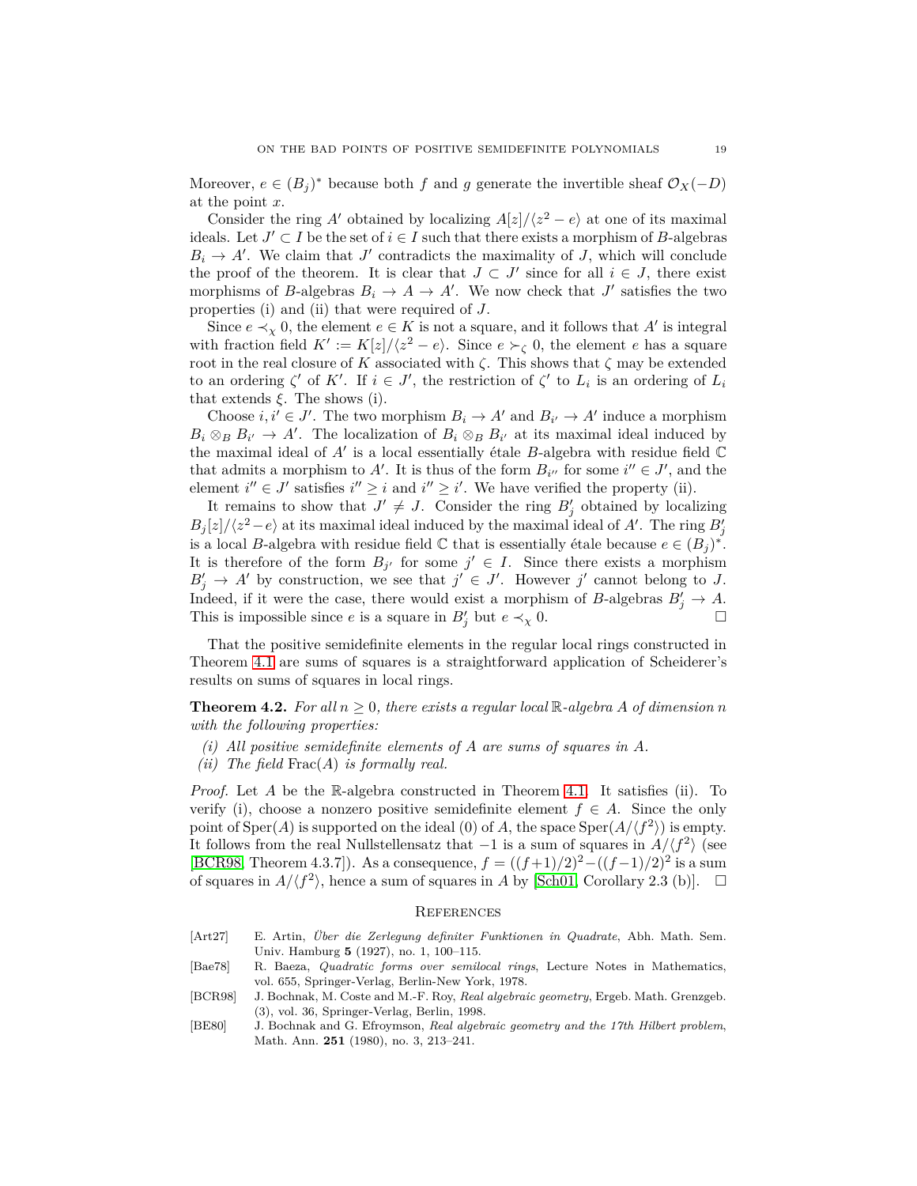Moreover, $e \in (B_j)^*$ because both $f$ and $g$ generate the invertible sheaf $\mathcal{O}_X(-D)$ at the point $x$.

Consider the ring $A'$ obtained by localizing $A[z]/\langle z^2 - e\rangle$ at one of its maximal ideals. Let $J' \subset I$ be the set of $i \in I$ such that there exists a morphism of $B$-algebras $B_i \to A'$. We claim that $J'$ contradicts the maximality of $J$, which will conclude the proof of the theorem. It is clear that $J \subset J'$ since for all $i \in J$, there exist morphisms of $B$-algebras $B_i \to A \to A'$. We now check that $J'$ satisfies the two properties (i) and (ii) that were required of $J$.

Since $e \prec_\chi 0$, the element $e \in K$ is not a square, and it follows that $A'$ is integral with fraction field $K' := K[z]/\langle z^2 - e\rangle$. Since $e \succ_\zeta 0$, the element $e$ has a square root in the real closure of $K$ associated with $\zeta$. This shows that $\zeta$ may be extended to an ordering $\zeta'$ of $K'$. If $i \in J'$, the restriction of $\zeta'$ to $L_i$ is an ordering of $L_i$ that extends $\xi$. The shows (i).

Choose $i, i' \in J'$. The two morphism $B_i \to A'$ and $B_{i'} \to A'$ induce a morphism $B_i \otimes_B B_{i'} \to A'$. The localization of $B_i \otimes_B B_{i'}$ at its maximal ideal induced by the maximal ideal of $A'$ is a local essentially étale $B$-algebra with residue field $\mathbb{C}$ that admits a morphism to $A'$. It is thus of the form $B_{i''}$ for some $i'' \in J'$, and the element $i'' \in J'$ satisfies $i'' \geq i$ and $i'' \geq i'$. We have verified the property (ii).

It remains to show that $J' \neq J$. Consider the ring $B'_j$ obtained by localizing $B_j[z]/\langle z^2 - e\rangle$ at its maximal ideal induced by the maximal ideal of $A'$. The ring $B'_j$ is a local $B$-algebra with residue field $\mathbb{C}$ that is essentially étale because $e \in (B_j)^*$. It is therefore of the form $B_{j'}$ for some $j' \in I$. Since there exists a morphism $B'_j \to A'$ by construction, we see that $j' \in J'$. However $j'$ cannot belong to $J$. Indeed, if it were the case, there would exist a morphism of $B$-algebras $B'_j \to A$. This is impossible since $e$ is a square in $B'_j$ but $e \prec_\chi 0$. $\square$

That the positive semidefinite elements in the regular local rings constructed in Theorem 4.1 are sums of squares is a straightforward application of Scheiderer's results on sums of squares in local rings.

**Theorem 4.2.** *For all $n \geq 0$, there exists a regular local $\mathbb{R}$-algebra $A$ of dimension $n$ with the following properties:*

*(i) All positive semidefinite elements of $A$ are sums of squares in $A$.*
*(ii) The field $\mathrm{Frac}(A)$ is formally real.*

*Proof.* Let $A$ be the $\mathbb{R}$-algebra constructed in Theorem 4.1. It satisfies (ii). To verify (i), choose a nonzero positive semidefinite element $f \in A$. Since the only point of $\mathrm{Sper}(A)$ is supported on the ideal $(0)$ of $A$, the space $\mathrm{Sper}(A/\langle f^2\rangle)$ is empty. It follows from the real Nullstellensatz that $-1$ is a sum of squares in $A/\langle f^2\rangle$ (see [BCR98, Theorem 4.3.7]). As a consequence, $f = ((f+1)/2)^2 - ((f-1)/2)^2$ is a sum of squares in $A/\langle f^2\rangle$, hence a sum of squares in $A$ by [Sch01, Corollary 2.3 (b)]. $\square$

## References

[Art27] E. Artin, *Über die Zerlegung definiter Funktionen in Quadrate*, Abh. Math. Sem. Univ. Hamburg **5** (1927), no. 1, 100–115.

[Bae78] R. Baeza, *Quadratic forms over semilocal rings*, Lecture Notes in Mathematics, vol. 655, Springer-Verlag, Berlin-New York, 1978.

[BCR98] J. Bochnak, M. Coste and M.-F. Roy, *Real algebraic geometry*, Ergeb. Math. Grenzgeb. (3), vol. 36, Springer-Verlag, Berlin, 1998.

[BE80] J. Bochnak and G. Efroymson, *Real algebraic geometry and the 17th Hilbert problem*, Math. Ann. **251** (1980), no. 3, 213–241.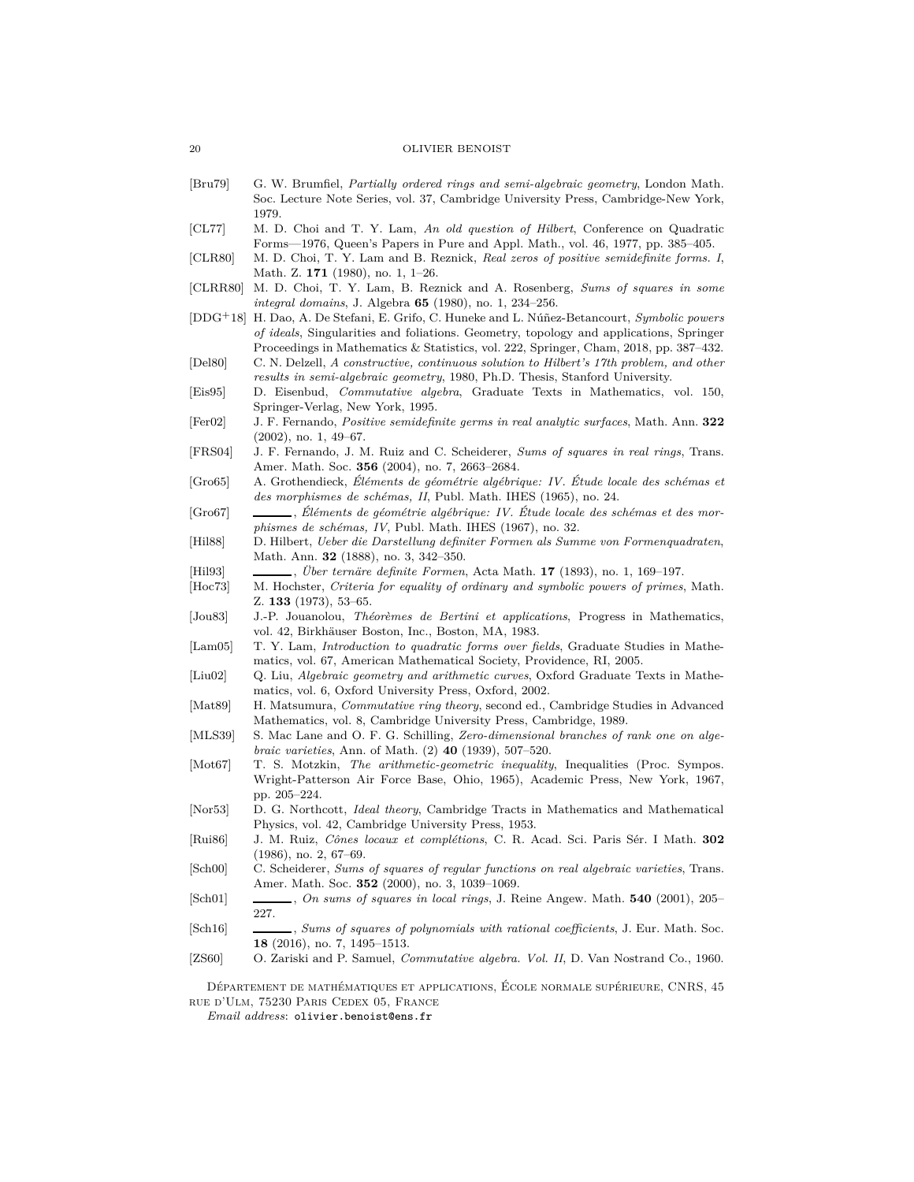[Bru79] G. W. Brumfiel, *Partially ordered rings and semi-algebraic geometry*, London Math. Soc. Lecture Note Series, vol. 37, Cambridge University Press, Cambridge-New York, 1979.

[CL77] M. D. Choi and T. Y. Lam, *An old question of Hilbert*, Conference on Quadratic Forms—1976, Queen's Papers in Pure and Appl. Math., vol. 46, 1977, pp. 385–405.

[CLR80] M. D. Choi, T. Y. Lam and B. Reznick, *Real zeros of positive semidefinite forms. I*, Math. Z. **171** (1980), no. 1, 1–26.

[CLRR80] M. D. Choi, T. Y. Lam, B. Reznick and A. Rosenberg, *Sums of squares in some integral domains*, J. Algebra **65** (1980), no. 1, 234–256.

[DDG+18] H. Dao, A. De Stefani, E. Grifo, C. Huneke and L. Núñez-Betancourt, *Symbolic powers of ideals*, Singularities and foliations. Geometry, topology and applications, Springer Proceedings in Mathematics & Statistics, vol. 222, Springer, Cham, 2018, pp. 387–432.

[Del80] C. N. Delzell, *A constructive, continuous solution to Hilbert's 17th problem, and other results in semi-algebraic geometry*, 1980, Ph.D. Thesis, Stanford University.

[Eis95] D. Eisenbud, *Commutative algebra*, Graduate Texts in Mathematics, vol. 150, Springer-Verlag, New York, 1995.

[Fer02] J. F. Fernando, *Positive semidefinite germs in real analytic surfaces*, Math. Ann. **322** (2002), no. 1, 49–67.

[FRS04] J. F. Fernando, J. M. Ruiz and C. Scheiderer, *Sums of squares in real rings*, Trans. Amer. Math. Soc. **356** (2004), no. 7, 2663–2684.

[Gro65] A. Grothendieck, *Éléments de géométrie algébrique: IV. Étude locale des schémas et des morphismes de schémas, II*, Publ. Math. IHES (1965), no. 24.

[Gro67] ———, *Éléments de géométrie algébrique: IV. Étude locale des schémas et des morphismes de schémas, IV*, Publ. Math. IHES (1967), no. 32.

[Hil88] D. Hilbert, *Ueber die Darstellung definiter Formen als Summe von Formenquadraten*, Math. Ann. **32** (1888), no. 3, 342–350.

[Hil93] ———, *Über ternäre definite Formen*, Acta Math. **17** (1893), no. 1, 169–197.

[Hoc73] M. Hochster, *Criteria for equality of ordinary and symbolic powers of primes*, Math. Z. **133** (1973), 53–65.

[Jou83] J.-P. Jouanolou, *Théorèmes de Bertini et applications*, Progress in Mathematics, vol. 42, Birkhäuser Boston, Inc., Boston, MA, 1983.

[Lam05] T. Y. Lam, *Introduction to quadratic forms over fields*, Graduate Studies in Mathematics, vol. 67, American Mathematical Society, Providence, RI, 2005.

[Liu02] Q. Liu, *Algebraic geometry and arithmetic curves*, Oxford Graduate Texts in Mathematics, vol. 6, Oxford University Press, Oxford, 2002.

[Mat89] H. Matsumura, *Commutative ring theory*, second ed., Cambridge Studies in Advanced Mathematics, vol. 8, Cambridge University Press, Cambridge, 1989.

[MLS39] S. Mac Lane and O. F. G. Schilling, *Zero-dimensional branches of rank one on algebraic varieties*, Ann. of Math. (2) **40** (1939), 507–520.

[Mot67] T. S. Motzkin, *The arithmetic-geometric inequality*, Inequalities (Proc. Sympos. Wright-Patterson Air Force Base, Ohio, 1965), Academic Press, New York, 1967, pp. 205–224.

[Nor53] D. G. Northcott, *Ideal theory*, Cambridge Tracts in Mathematics and Mathematical Physics, vol. 42, Cambridge University Press, 1953.

[Rui86] J. M. Ruiz, *Cônes locaux et complétions*, C. R. Acad. Sci. Paris Sér. I Math. **302** (1986), no. 2, 67–69.

[Sch00] C. Scheiderer, *Sums of squares of regular functions on real algebraic varieties*, Trans. Amer. Math. Soc. **352** (2000), no. 3, 1039–1069.

[Sch01] ———, *On sums of squares in local rings*, J. Reine Angew. Math. **540** (2001), 205–227.

[Sch16] ———, *Sums of squares of polynomials with rational coefficients*, J. Eur. Math. Soc. **18** (2016), no. 7, 1495–1513.

[ZS60] O. Zariski and P. Samuel, *Commutative algebra. Vol. II*, D. Van Nostrand Co., 1960.

Département de mathématiques et applications, École normale supérieure, CNRS, 45 rue d'Ulm, 75230 Paris Cedex 05, France

*Email address*: olivier.benoist@ens.fr